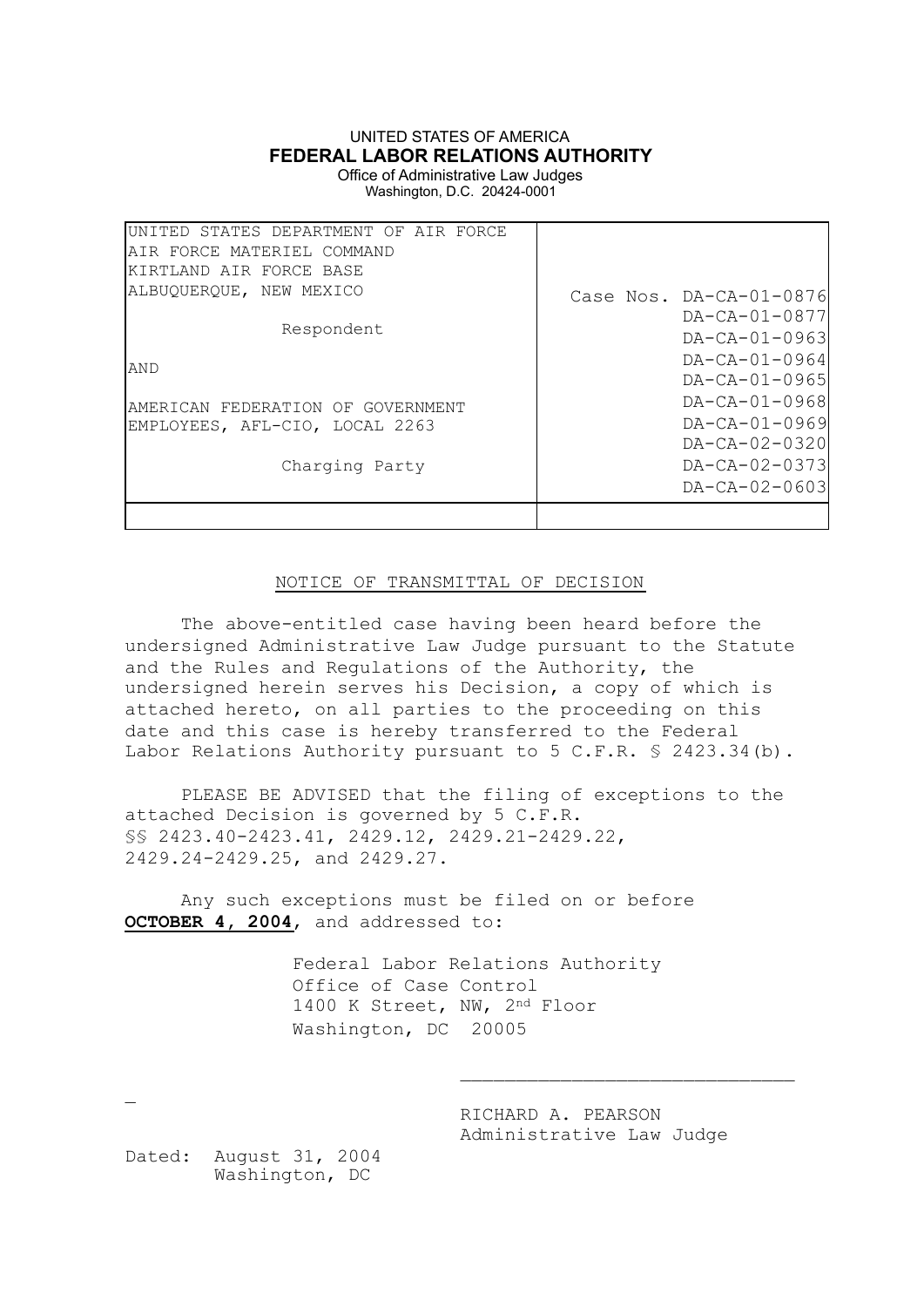UNITED STATES OF AMERICA
**FEDERAL LABOR RELATIONS AUTHORITY**
Office of Administrative Law Judges
Washington, D.C. 20424-0001

| | |
|---|---|
| UNITED STATES DEPARTMENT OF AIR FORCE<br>AIR FORCE MATERIEL COMMAND<br>KIRTLAND AIR FORCE BASE<br>ALBUQUERQUE, NEW MEXICO<br><br>Respondent<br><br>AND<br><br>AMERICAN FEDERATION OF GOVERNMENT<br>EMPLOYEES, AFL-CIO, LOCAL 2263<br><br>Charging Party | Case Nos. DA-CA-01-0876<br>DA-CA-01-0877<br>DA-CA-01-0963<br>DA-CA-01-0964<br>DA-CA-01-0965<br>DA-CA-01-0968<br>DA-CA-01-0969<br>DA-CA-02-0320<br>DA-CA-02-0373<br>DA-CA-02-0603 |

NOTICE OF TRANSMITTAL OF DECISION

The above-entitled case having been heard before the undersigned Administrative Law Judge pursuant to the Statute and the Rules and Regulations of the Authority, the undersigned herein serves his Decision, a copy of which is attached hereto, on all parties to the proceeding on this date and this case is hereby transferred to the Federal Labor Relations Authority pursuant to 5 C.F.R. § 2423.34(b).

PLEASE BE ADVISED that the filing of exceptions to the attached Decision is governed by 5 C.F.R. §§ 2423.40-2423.41, 2429.12, 2429.21-2429.22, 2429.24-2429.25, and 2429.27.

Any such exceptions must be filed on or before **OCTOBER 4, 2004**, and addressed to:

Federal Labor Relations Authority
Office of Case Control
1400 K Street, NW, 2nd Floor
Washington, DC 20005

_____________________________

RICHARD A. PEARSON
Administrative Law Judge

Dated: August 31, 2004
Washington, DC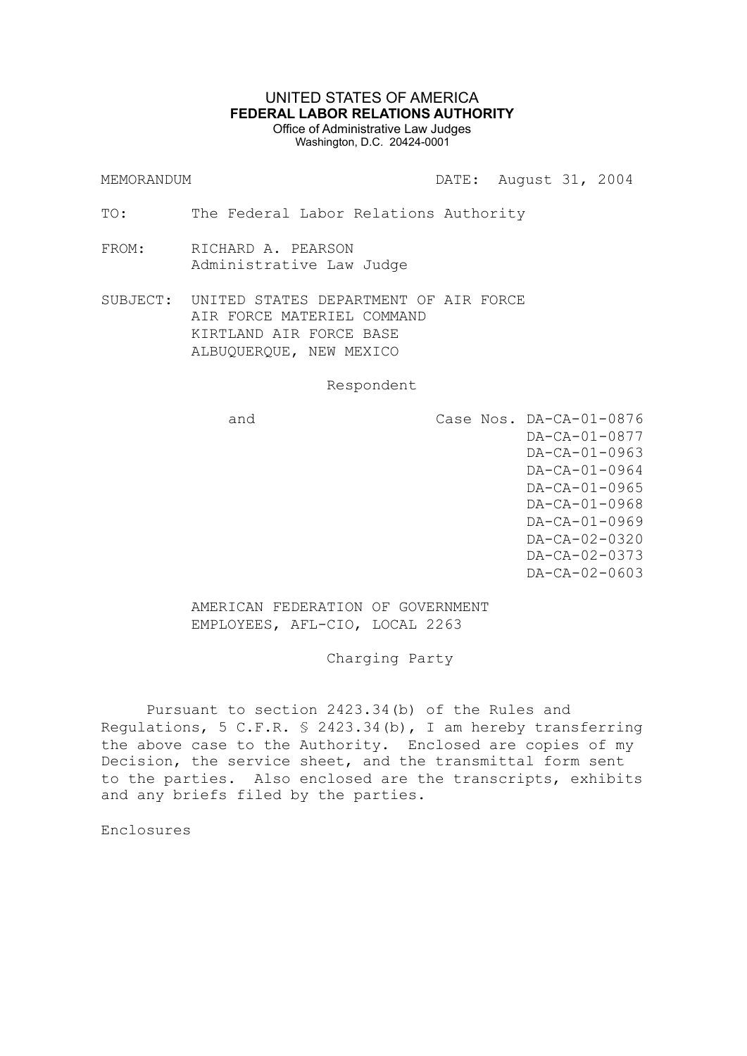UNITED STATES OF AMERICA
**FEDERAL LABOR RELATIONS AUTHORITY**
Office of Administrative Law Judges
Washington, D.C. 20424-0001

MEMORANDUM DATE: August 31, 2004

TO: The Federal Labor Relations Authority

FROM: RICHARD A. PEARSON
Administrative Law Judge

SUBJECT: UNITED STATES DEPARTMENT OF AIR FORCE
AIR FORCE MATERIEL COMMAND
KIRTLAND AIR FORCE BASE
ALBUQUERQUE, NEW MEXICO

Respondent

and

Case Nos. DA-CA-01-0876
DA-CA-01-0877
DA-CA-01-0963
DA-CA-01-0964
DA-CA-01-0965
DA-CA-01-0968
DA-CA-01-0969
DA-CA-02-0320
DA-CA-02-0373
DA-CA-02-0603

AMERICAN FEDERATION OF GOVERNMENT
EMPLOYEES, AFL-CIO, LOCAL 2263

Charging Party

Pursuant to section 2423.34(b) of the Rules and Regulations, 5 C.F.R. § 2423.34(b), I am hereby transferring the above case to the Authority. Enclosed are copies of my Decision, the service sheet, and the transmittal form sent to the parties. Also enclosed are the transcripts, exhibits and any briefs filed by the parties.

Enclosures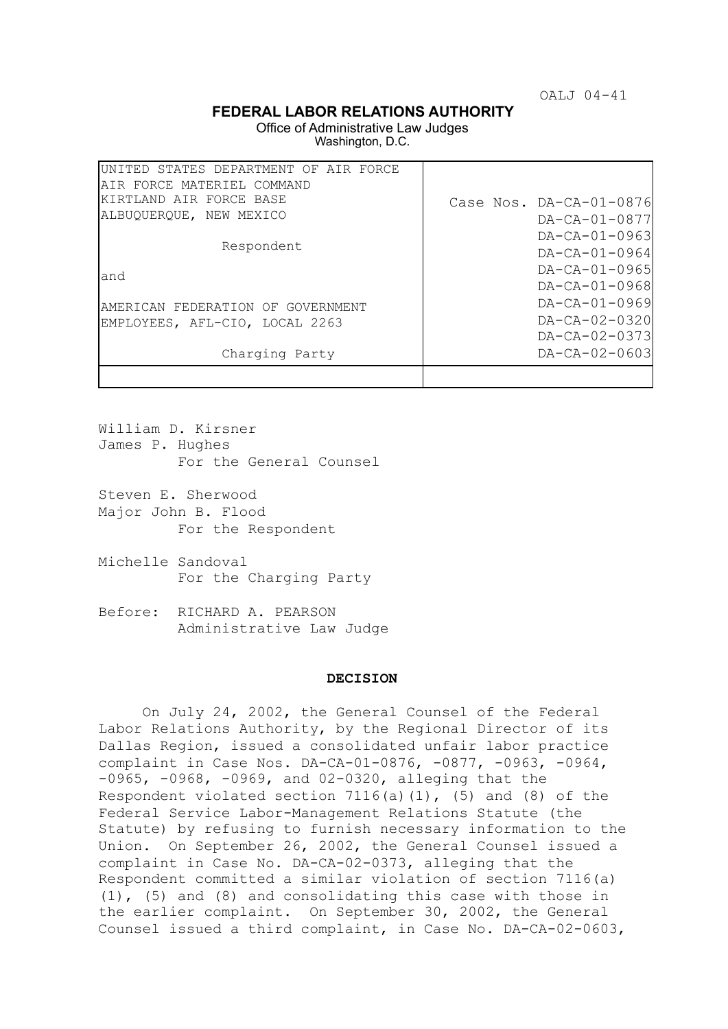OALJ 04-41

**FEDERAL LABOR RELATIONS AUTHORITY**

Office of Administrative Law Judges
Washington, D.C.

| | |
|---|---|
| UNITED STATES DEPARTMENT OF AIR FORCE<br>AIR FORCE MATERIEL COMMAND<br>KIRTLAND AIR FORCE BASE<br>ALBUQUERQUE, NEW MEXICO<br><br>Respondent<br><br>and<br><br>AMERICAN FEDERATION OF GOVERNMENT<br>EMPLOYEES, AFL-CIO, LOCAL 2263<br><br>Charging Party | Case Nos. DA-CA-01-0876<br>DA-CA-01-0877<br>DA-CA-01-0963<br>DA-CA-01-0964<br>DA-CA-01-0965<br>DA-CA-01-0968<br>DA-CA-01-0969<br>DA-CA-02-0320<br>DA-CA-02-0373<br>DA-CA-02-0603 |

William D. Kirsner
James P. Hughes
For the General Counsel

Steven E. Sherwood
Major John B. Flood
For the Respondent

Michelle Sandoval
For the Charging Party

Before: RICHARD A. PEARSON
Administrative Law Judge

**DECISION**

On July 24, 2002, the General Counsel of the Federal Labor Relations Authority, by the Regional Director of its Dallas Region, issued a consolidated unfair labor practice complaint in Case Nos. DA-CA-01-0876, -0877, -0963, -0964, -0965, -0968, -0969, and 02-0320, alleging that the Respondent violated section 7116(a)(1), (5) and (8) of the Federal Service Labor-Management Relations Statute (the Statute) by refusing to furnish necessary information to the Union. On September 26, 2002, the General Counsel issued a complaint in Case No. DA-CA-02-0373, alleging that the Respondent committed a similar violation of section 7116(a)(1), (5) and (8) and consolidating this case with those in the earlier complaint. On September 30, 2002, the General Counsel issued a third complaint, in Case No. DA-CA-02-0603,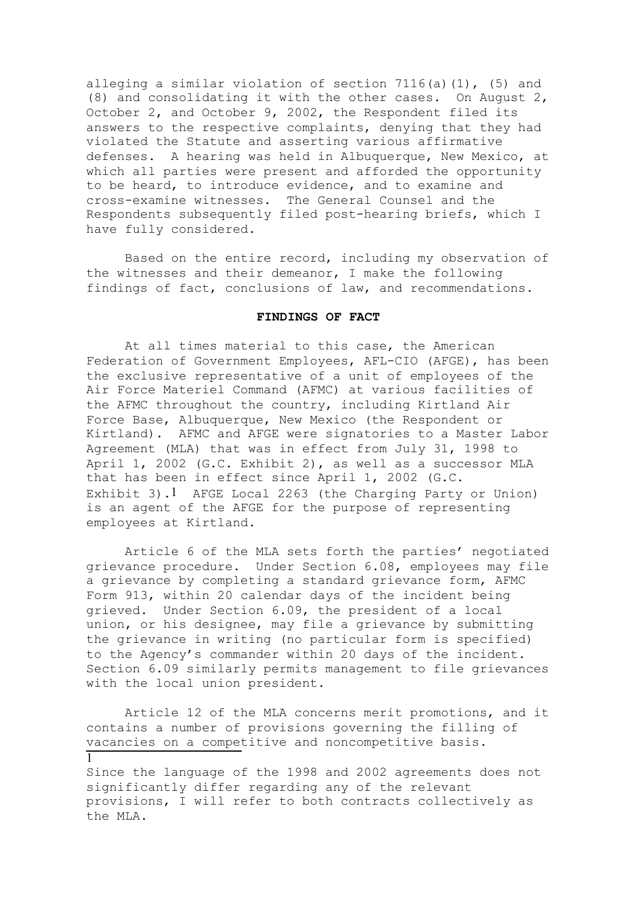alleging a similar violation of section 7116(a)(1), (5) and (8) and consolidating it with the other cases. On August 2, October 2, and October 9, 2002, the Respondent filed its answers to the respective complaints, denying that they had violated the Statute and asserting various affirmative defenses. A hearing was held in Albuquerque, New Mexico, at which all parties were present and afforded the opportunity to be heard, to introduce evidence, and to examine and cross-examine witnesses. The General Counsel and the Respondents subsequently filed post-hearing briefs, which I have fully considered.

Based on the entire record, including my observation of the witnesses and their demeanor, I make the following findings of fact, conclusions of law, and recommendations.

**FINDINGS OF FACT**

At all times material to this case, the American Federation of Government Employees, AFL-CIO (AFGE), has been the exclusive representative of a unit of employees of the Air Force Materiel Command (AFMC) at various facilities of the AFMC throughout the country, including Kirtland Air Force Base, Albuquerque, New Mexico (the Respondent or Kirtland). AFMC and AFGE were signatories to a Master Labor Agreement (MLA) that was in effect from July 31, 1998 to April 1, 2002 (G.C. Exhibit 2), as well as a successor MLA that has been in effect since April 1, 2002 (G.C. Exhibit 3).[1] AFGE Local 2263 (the Charging Party or Union) is an agent of the AFGE for the purpose of representing employees at Kirtland.

Article 6 of the MLA sets forth the parties' negotiated grievance procedure. Under Section 6.08, employees may file a grievance by completing a standard grievance form, AFMC Form 913, within 20 calendar days of the incident being grieved. Under Section 6.09, the president of a local union, or his designee, may file a grievance by submitting the grievance in writing (no particular form is specified) to the Agency's commander within 20 days of the incident. Section 6.09 similarly permits management to file grievances with the local union president.

Article 12 of the MLA concerns merit promotions, and it contains a number of provisions governing the filling of vacancies on a competitive and noncompetitive basis.

---

[1] Since the language of the 1998 and 2002 agreements does not significantly differ regarding any of the relevant provisions, I will refer to both contracts collectively as the MLA.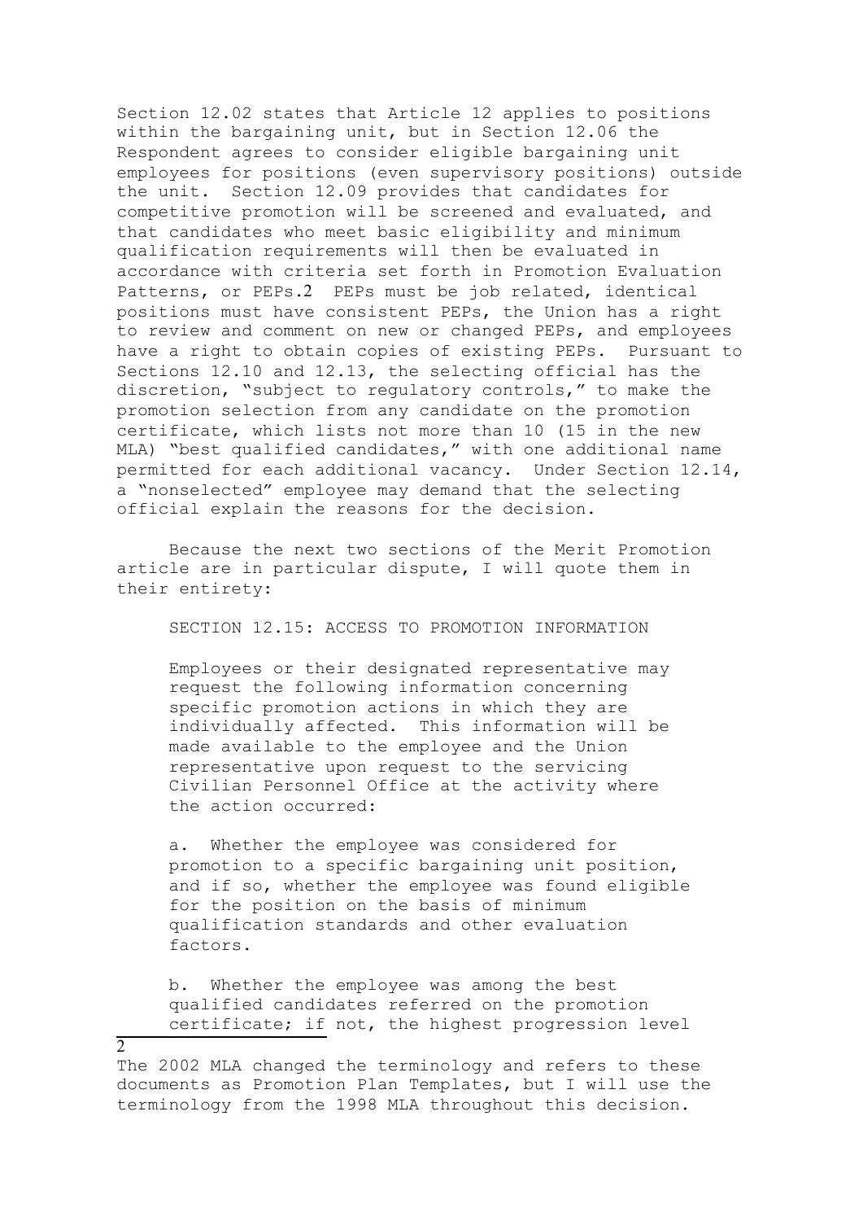Section 12.02 states that Article 12 applies to positions within the bargaining unit, but in Section 12.06 the Respondent agrees to consider eligible bargaining unit employees for positions (even supervisory positions) outside the unit. Section 12.09 provides that candidates for competitive promotion will be screened and evaluated, and that candidates who meet basic eligibility and minimum qualification requirements will then be evaluated in accordance with criteria set forth in Promotion Evaluation Patterns, or PEPs.[2] PEPs must be job related, identical positions must have consistent PEPs, the Union has a right to review and comment on new or changed PEPs, and employees have a right to obtain copies of existing PEPs. Pursuant to Sections 12.10 and 12.13, the selecting official has the discretion, "subject to regulatory controls," to make the promotion selection from any candidate on the promotion certificate, which lists not more than 10 (15 in the new MLA) "best qualified candidates," with one additional name permitted for each additional vacancy. Under Section 12.14, a "nonselected" employee may demand that the selecting official explain the reasons for the decision.

Because the next two sections of the Merit Promotion article are in particular dispute, I will quote them in their entirety:

> SECTION 12.15: ACCESS TO PROMOTION INFORMATION
>
> Employees or their designated representative may request the following information concerning specific promotion actions in which they are individually affected. This information will be made available to the employee and the Union representative upon request to the servicing Civilian Personnel Office at the activity where the action occurred:
>
> a. Whether the employee was considered for promotion to a specific bargaining unit position, and if so, whether the employee was found eligible for the position on the basis of minimum qualification standards and other evaluation factors.
>
> b. Whether the employee was among the best qualified candidates referred on the promotion certificate; if not, the highest progression level

[2] The 2002 MLA changed the terminology and refers to these documents as Promotion Plan Templates, but I will use the terminology from the 1998 MLA throughout this decision.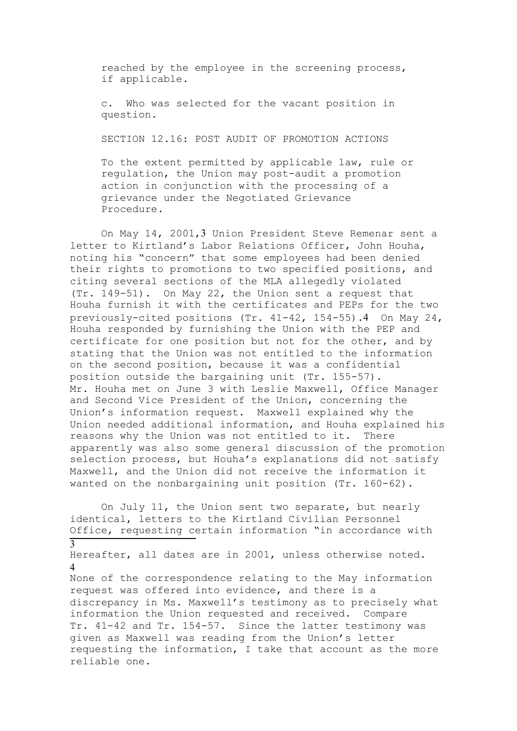reached by the employee in the screening process, if applicable.

c. Who was selected for the vacant position in question.

SECTION 12.16: POST AUDIT OF PROMOTION ACTIONS

To the extent permitted by applicable law, rule or regulation, the Union may post-audit a promotion action in conjunction with the processing of a grievance under the Negotiated Grievance Procedure.

On May 14, 2001,[3] Union President Steve Remenar sent a letter to Kirtland's Labor Relations Officer, John Houha, noting his "concern" that some employees had been denied their rights to promotions to two specified positions, and citing several sections of the MLA allegedly violated (Tr. 149-51). On May 22, the Union sent a request that Houha furnish it with the certificates and PEPs for the two previously-cited positions (Tr. 41-42, 154-55).[4] On May 24, Houha responded by furnishing the Union with the PEP and certificate for one position but not for the other, and by stating that the Union was not entitled to the information on the second position, because it was a confidential position outside the bargaining unit (Tr. 155-57). Mr. Houha met on June 3 with Leslie Maxwell, Office Manager and Second Vice President of the Union, concerning the Union's information request. Maxwell explained why the Union needed additional information, and Houha explained his reasons why the Union was not entitled to it. There apparently was also some general discussion of the promotion selection process, but Houha's explanations did not satisfy Maxwell, and the Union did not receive the information it wanted on the nonbargaining unit position (Tr. 160-62).

On July 11, the Union sent two separate, but nearly identical, letters to the Kirtland Civilian Personnel Office, requesting certain information "in accordance with

---

[3] Hereafter, all dates are in 2001, unless otherwise noted.

[4] None of the correspondence relating to the May information request was offered into evidence, and there is a discrepancy in Ms. Maxwell's testimony as to precisely what information the Union requested and received. Compare Tr. 41-42 and Tr. 154-57. Since the latter testimony was given as Maxwell was reading from the Union's letter requesting the information, I take that account as the more reliable one.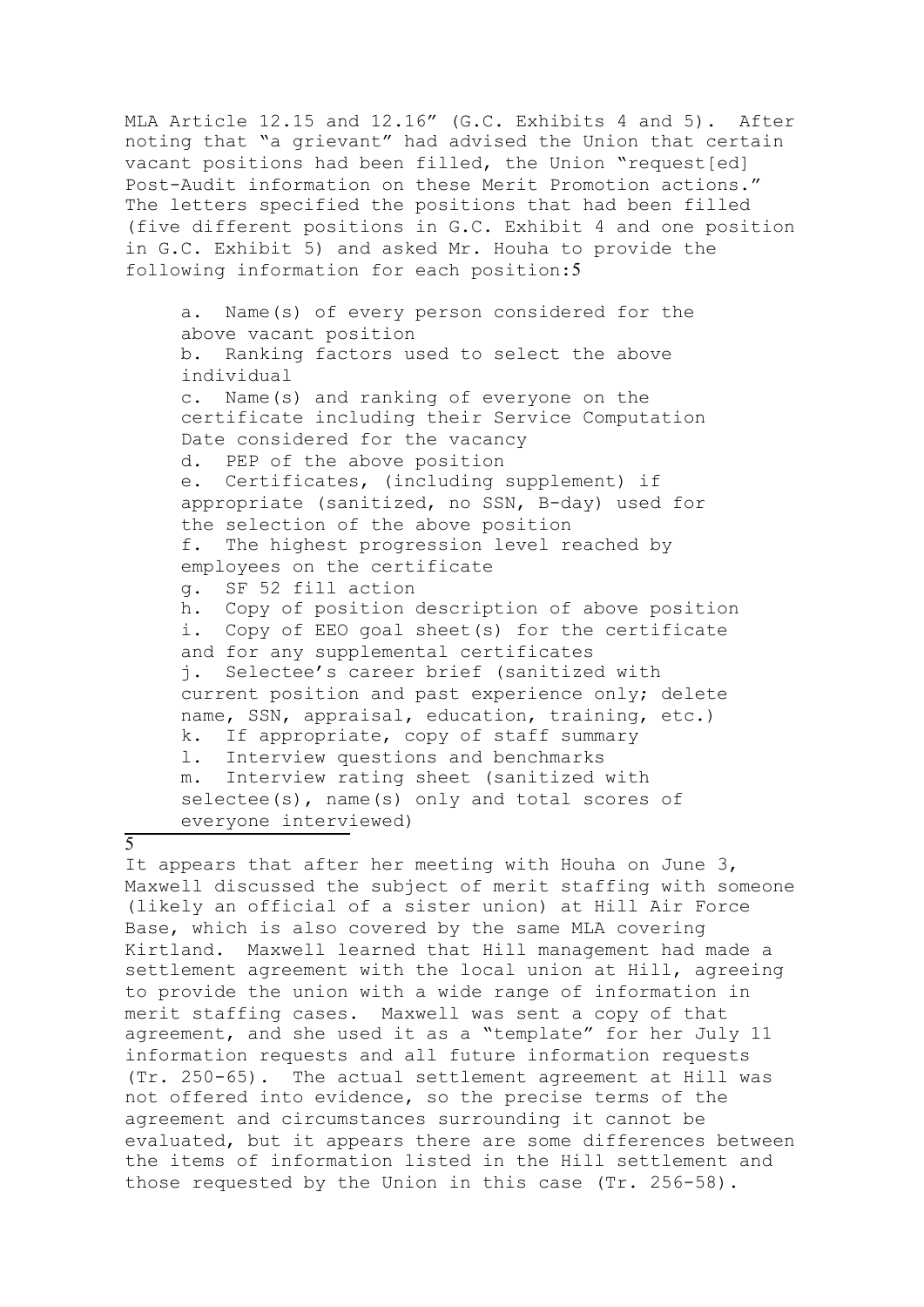MLA Article 12.15 and 12.16" (G.C. Exhibits 4 and 5). After noting that "a grievant" had advised the Union that certain vacant positions had been filled, the Union "request[ed] Post-Audit information on these Merit Promotion actions." The letters specified the positions that had been filled (five different positions in G.C. Exhibit 4 and one position in G.C. Exhibit 5) and asked Mr. Houha to provide the following information for each position:[5]

> a. Name(s) of every person considered for the above vacant position
> b. Ranking factors used to select the above individual
> c. Name(s) and ranking of everyone on the certificate including their Service Computation Date considered for the vacancy
> d. PEP of the above position
> e. Certificates, (including supplement) if appropriate (sanitized, no SSN, B-day) used for the selection of the above position
> f. The highest progression level reached by employees on the certificate
> g. SF 52 fill action
> h. Copy of position description of above position
> i. Copy of EEO goal sheet(s) for the certificate and for any supplemental certificates
> j. Selectee's career brief (sanitized with current position and past experience only; delete name, SSN, appraisal, education, training, etc.)
> k. If appropriate, copy of staff summary
> l. Interview questions and benchmarks
> m. Interview rating sheet (sanitized with selectee(s), name(s) only and total scores of everyone interviewed)

---

[5] It appears that after her meeting with Houha on June 3, Maxwell discussed the subject of merit staffing with someone (likely an official of a sister union) at Hill Air Force Base, which is also covered by the same MLA covering Kirtland. Maxwell learned that Hill management had made a settlement agreement with the local union at Hill, agreeing to provide the union with a wide range of information in merit staffing cases. Maxwell was sent a copy of that agreement, and she used it as a "template" for her July 11 information requests and all future information requests (Tr. 250-65). The actual settlement agreement at Hill was not offered into evidence, so the precise terms of the agreement and circumstances surrounding it cannot be evaluated, but it appears there are some differences between the items of information listed in the Hill settlement and those requested by the Union in this case (Tr. 256-58).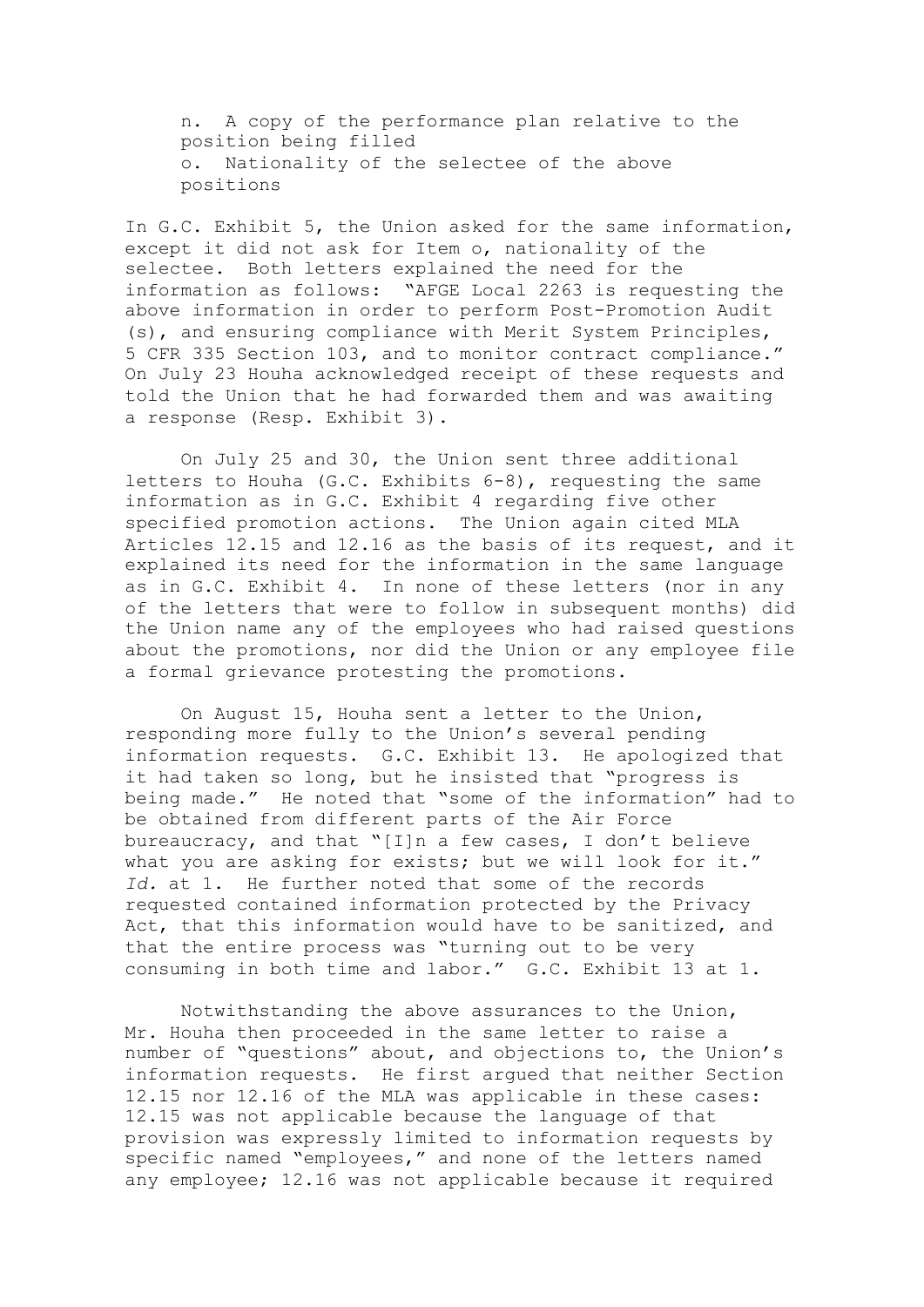n. A copy of the performance plan relative to the position being filled

o. Nationality of the selectee of the above positions

In G.C. Exhibit 5, the Union asked for the same information, except it did not ask for Item o, nationality of the selectee. Both letters explained the need for the information as follows: "AFGE Local 2263 is requesting the above information in order to perform Post-Promotion Audit (s), and ensuring compliance with Merit System Principles, 5 CFR 335 Section 103, and to monitor contract compliance." On July 23 Houha acknowledged receipt of these requests and told the Union that he had forwarded them and was awaiting a response (Resp. Exhibit 3).

On July 25 and 30, the Union sent three additional letters to Houha (G.C. Exhibits 6-8), requesting the same information as in G.C. Exhibit 4 regarding five other specified promotion actions. The Union again cited MLA Articles 12.15 and 12.16 as the basis of its request, and it explained its need for the information in the same language as in G.C. Exhibit 4. In none of these letters (nor in any of the letters that were to follow in subsequent months) did the Union name any of the employees who had raised questions about the promotions, nor did the Union or any employee file a formal grievance protesting the promotions.

On August 15, Houha sent a letter to the Union, responding more fully to the Union's several pending information requests. G.C. Exhibit 13. He apologized that it had taken so long, but he insisted that "progress is being made." He noted that "some of the information" had to be obtained from different parts of the Air Force bureaucracy, and that "[I]n a few cases, I don't believe what you are asking for exists; but we will look for it." *Id.* at 1. He further noted that some of the records requested contained information protected by the Privacy Act, that this information would have to be sanitized, and that the entire process was "turning out to be very consuming in both time and labor." G.C. Exhibit 13 at 1.

Notwithstanding the above assurances to the Union, Mr. Houha then proceeded in the same letter to raise a number of "questions" about, and objections to, the Union's information requests. He first argued that neither Section 12.15 nor 12.16 of the MLA was applicable in these cases: 12.15 was not applicable because the language of that provision was expressly limited to information requests by specific named "employees," and none of the letters named any employee; 12.16 was not applicable because it required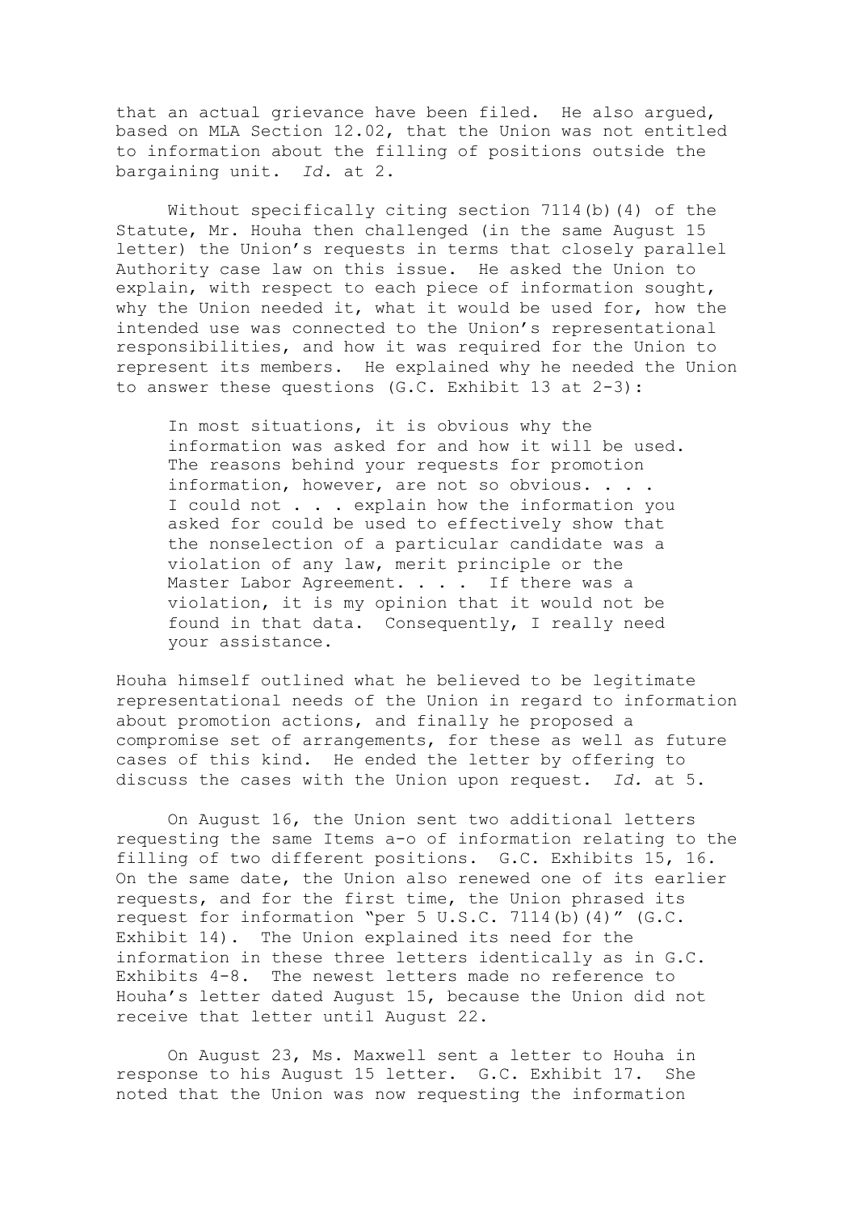that an actual grievance have been filed. He also argued, based on MLA Section 12.02, that the Union was not entitled to information about the filling of positions outside the bargaining unit. *Id.* at 2.

Without specifically citing section 7114(b)(4) of the Statute, Mr. Houha then challenged (in the same August 15 letter) the Union's requests in terms that closely parallel Authority case law on this issue. He asked the Union to explain, with respect to each piece of information sought, why the Union needed it, what it would be used for, how the intended use was connected to the Union's representational responsibilities, and how it was required for the Union to represent its members. He explained why he needed the Union to answer these questions (G.C. Exhibit 13 at 2-3):

> In most situations, it is obvious why the information was asked for and how it will be used. The reasons behind your requests for promotion information, however, are not so obvious. . . . I could not . . . explain how the information you asked for could be used to effectively show that the nonselection of a particular candidate was a violation of any law, merit principle or the Master Labor Agreement. . . . If there was a violation, it is my opinion that it would not be found in that data. Consequently, I really need your assistance.

Houha himself outlined what he believed to be legitimate representational needs of the Union in regard to information about promotion actions, and finally he proposed a compromise set of arrangements, for these as well as future cases of this kind. He ended the letter by offering to discuss the cases with the Union upon request. *Id.* at 5.

On August 16, the Union sent two additional letters requesting the same Items a-o of information relating to the filling of two different positions. G.C. Exhibits 15, 16. On the same date, the Union also renewed one of its earlier requests, and for the first time, the Union phrased its request for information "per 5 U.S.C. 7114(b)(4)" (G.C. Exhibit 14). The Union explained its need for the information in these three letters identically as in G.C. Exhibits 4-8. The newest letters made no reference to Houha's letter dated August 15, because the Union did not receive that letter until August 22.

On August 23, Ms. Maxwell sent a letter to Houha in response to his August 15 letter. G.C. Exhibit 17. She noted that the Union was now requesting the information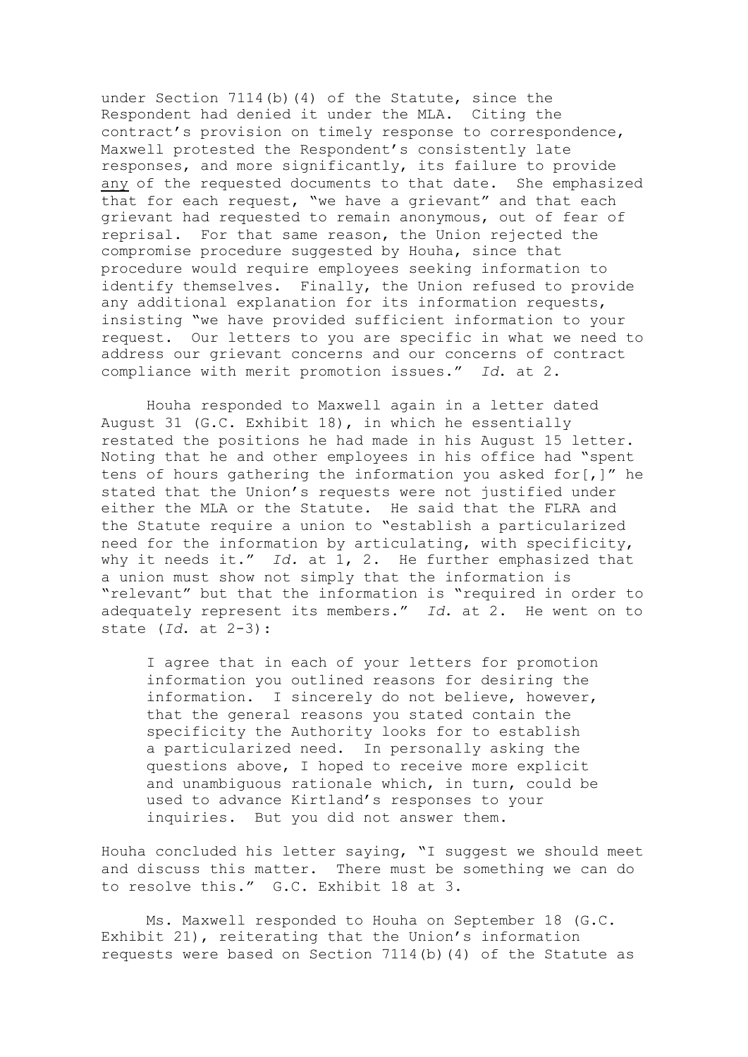under Section 7114(b)(4) of the Statute, since the Respondent had denied it under the MLA. Citing the contract's provision on timely response to correspondence, Maxwell protested the Respondent's consistently late responses, and more significantly, its failure to provide <u>any</u> of the requested documents to that date. She emphasized that for each request, "we have a grievant" and that each grievant had requested to remain anonymous, out of fear of reprisal. For that same reason, the Union rejected the compromise procedure suggested by Houha, since that procedure would require employees seeking information to identify themselves. Finally, the Union refused to provide any additional explanation for its information requests, insisting "we have provided sufficient information to your request. Our letters to you are specific in what we need to address our grievant concerns and our concerns of contract compliance with merit promotion issues." *Id.* at 2.

Houha responded to Maxwell again in a letter dated August 31 (G.C. Exhibit 18), in which he essentially restated the positions he had made in his August 15 letter. Noting that he and other employees in his office had "spent tens of hours gathering the information you asked for[,]" he stated that the Union's requests were not justified under either the MLA or the Statute. He said that the FLRA and the Statute require a union to "establish a particularized need for the information by articulating, with specificity, why it needs it." *Id.* at 1, 2. He further emphasized that a union must show not simply that the information is "relevant" but that the information is "required in order to adequately represent its members." *Id.* at 2. He went on to state (*Id.* at 2-3):

> I agree that in each of your letters for promotion information you outlined reasons for desiring the information. I sincerely do not believe, however, that the general reasons you stated contain the specificity the Authority looks for to establish a particularized need. In personally asking the questions above, I hoped to receive more explicit and unambiguous rationale which, in turn, could be used to advance Kirtland's responses to your inquiries. But you did not answer them.

Houha concluded his letter saying, "I suggest we should meet and discuss this matter. There must be something we can do to resolve this." G.C. Exhibit 18 at 3.

Ms. Maxwell responded to Houha on September 18 (G.C. Exhibit 21), reiterating that the Union's information requests were based on Section 7114(b)(4) of the Statute as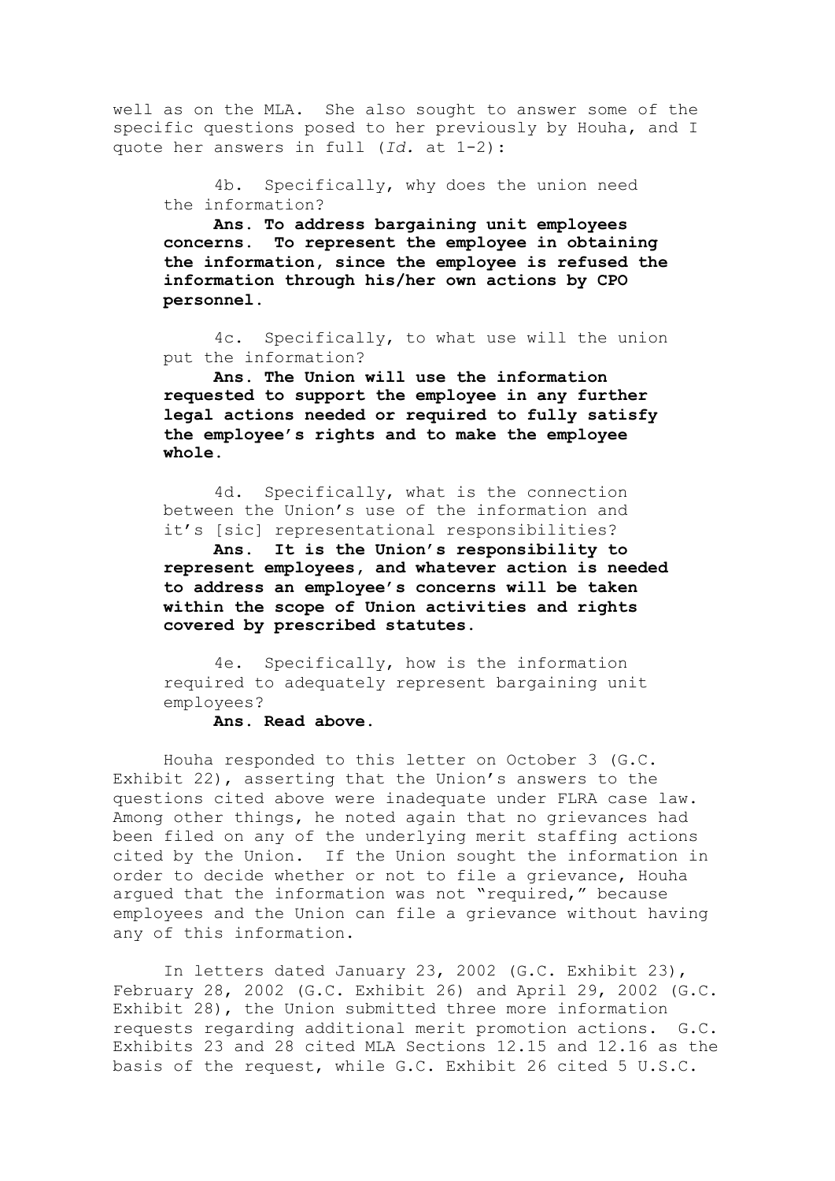well as on the MLA. She also sought to answer some of the specific questions posed to her previously by Houha, and I quote her answers in full (*Id.* at 1-2):

> 4b. Specifically, why does the union need the information?
>
> **Ans. To address bargaining unit employees concerns. To represent the employee in obtaining the information, since the employee is refused the information through his/her own actions by CPO personnel.**
>
> 4c. Specifically, to what use will the union put the information?
>
> **Ans. The Union will use the information requested to support the employee in any further legal actions needed or required to fully satisfy the employee's rights and to make the employee whole.**
>
> 4d. Specifically, what is the connection between the Union's use of the information and it's [sic] representational responsibilities?
>
> **Ans. It is the Union's responsibility to represent employees, and whatever action is needed to address an employee's concerns will be taken within the scope of Union activities and rights covered by prescribed statutes.**
>
> 4e. Specifically, how is the information required to adequately represent bargaining unit employees?
>
> **Ans. Read above.**

Houha responded to this letter on October 3 (G.C. Exhibit 22), asserting that the Union's answers to the questions cited above were inadequate under FLRA case law. Among other things, he noted again that no grievances had been filed on any of the underlying merit staffing actions cited by the Union. If the Union sought the information in order to decide whether or not to file a grievance, Houha argued that the information was not "required," because employees and the Union can file a grievance without having any of this information.

In letters dated January 23, 2002 (G.C. Exhibit 23), February 28, 2002 (G.C. Exhibit 26) and April 29, 2002 (G.C. Exhibit 28), the Union submitted three more information requests regarding additional merit promotion actions. G.C. Exhibits 23 and 28 cited MLA Sections 12.15 and 12.16 as the basis of the request, while G.C. Exhibit 26 cited 5 U.S.C.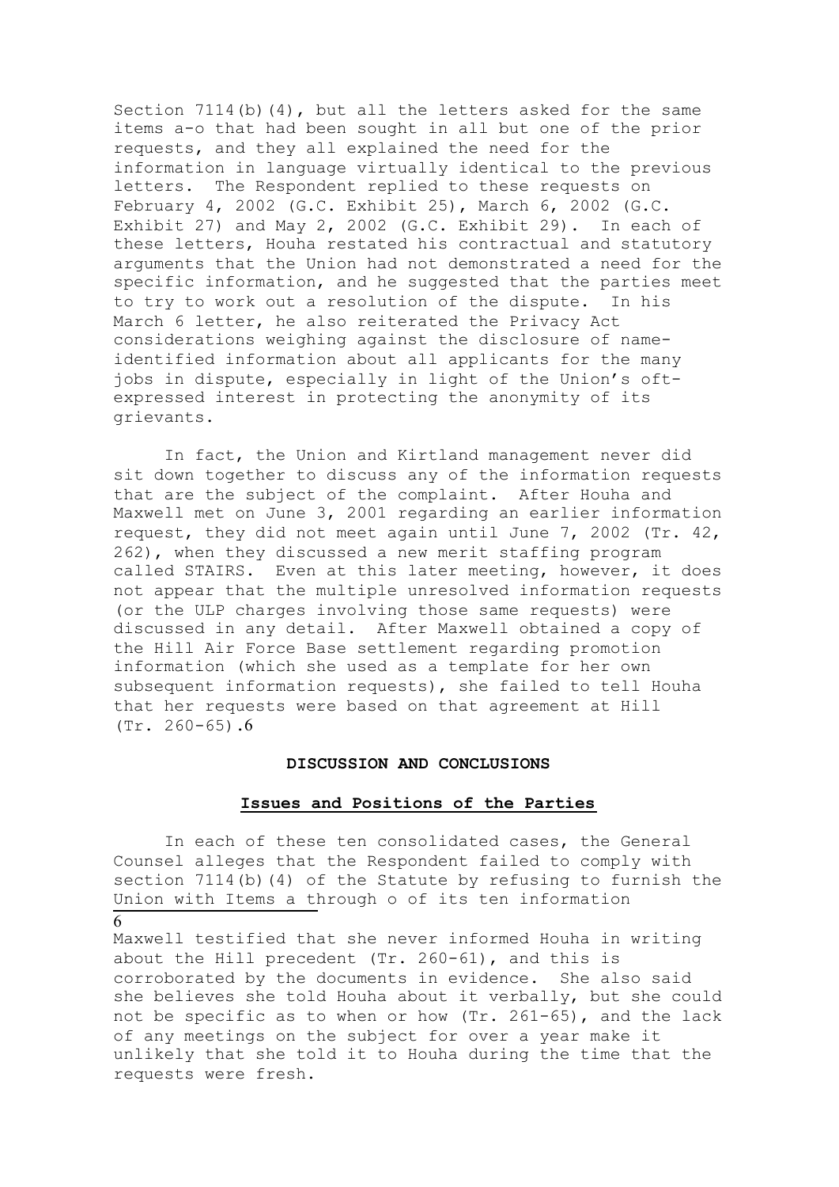Section 7114(b)(4), but all the letters asked for the same items a-o that had been sought in all but one of the prior requests, and they all explained the need for the information in language virtually identical to the previous letters. The Respondent replied to these requests on February 4, 2002 (G.C. Exhibit 25), March 6, 2002 (G.C. Exhibit 27) and May 2, 2002 (G.C. Exhibit 29). In each of these letters, Houha restated his contractual and statutory arguments that the Union had not demonstrated a need for the specific information, and he suggested that the parties meet to try to work out a resolution of the dispute. In his March 6 letter, he also reiterated the Privacy Act considerations weighing against the disclosure of name-identified information about all applicants for the many jobs in dispute, especially in light of the Union's oft-expressed interest in protecting the anonymity of its grievants.

In fact, the Union and Kirtland management never did sit down together to discuss any of the information requests that are the subject of the complaint. After Houha and Maxwell met on June 3, 2001 regarding an earlier information request, they did not meet again until June 7, 2002 (Tr. 42, 262), when they discussed a new merit staffing program called STAIRS. Even at this later meeting, however, it does not appear that the multiple unresolved information requests (or the ULP charges involving those same requests) were discussed in any detail. After Maxwell obtained a copy of the Hill Air Force Base settlement regarding promotion information (which she used as a template for her own subsequent information requests), she failed to tell Houha that her requests were based on that agreement at Hill (Tr. 260-65).[6]

**DISCUSSION AND CONCLUSIONS**

**Issues and Positions of the Parties**

In each of these ten consolidated cases, the General Counsel alleges that the Respondent failed to comply with section 7114(b)(4) of the Statute by refusing to furnish the Union with Items a through o of its ten information

[6] Maxwell testified that she never informed Houha in writing about the Hill precedent (Tr. 260-61), and this is corroborated by the documents in evidence. She also said she believes she told Houha about it verbally, but she could not be specific as to when or how (Tr. 261-65), and the lack of any meetings on the subject for over a year make it unlikely that she told it to Houha during the time that the requests were fresh.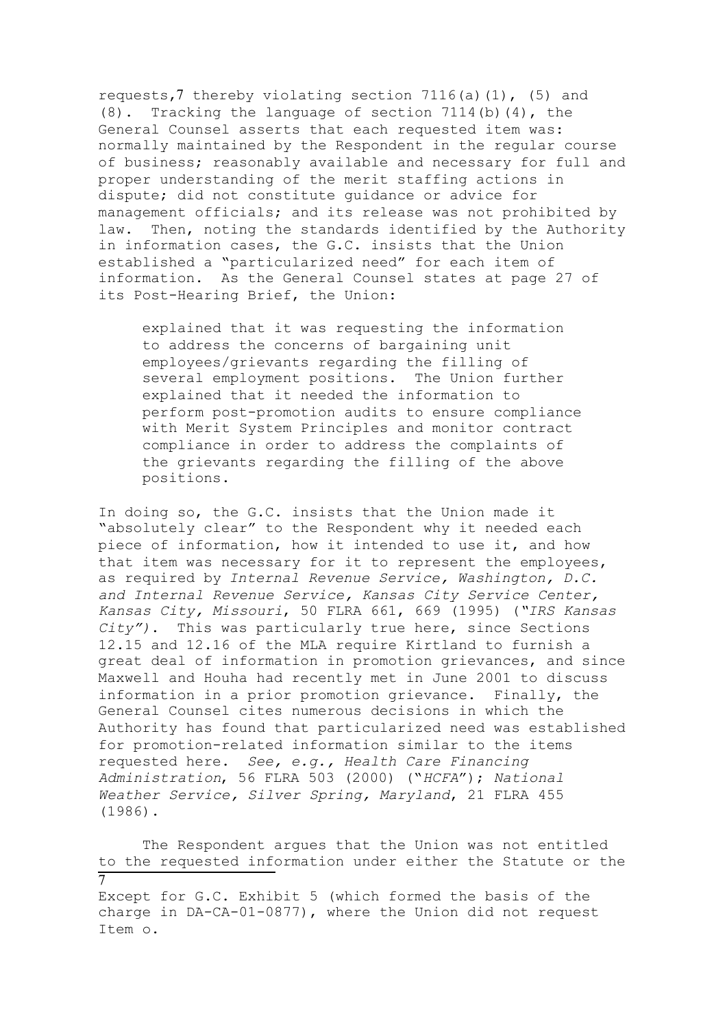requests,[7] thereby violating section 7116(a)(1), (5) and (8). Tracking the language of section 7114(b)(4), the General Counsel asserts that each requested item was: normally maintained by the Respondent in the regular course of business; reasonably available and necessary for full and proper understanding of the merit staffing actions in dispute; did not constitute guidance or advice for management officials; and its release was not prohibited by law. Then, noting the standards identified by the Authority in information cases, the G.C. insists that the Union established a "particularized need" for each item of information. As the General Counsel states at page 27 of its Post-Hearing Brief, the Union:

> explained that it was requesting the information to address the concerns of bargaining unit employees/grievants regarding the filling of several employment positions. The Union further explained that it needed the information to perform post-promotion audits to ensure compliance with Merit System Principles and monitor contract compliance in order to address the complaints of the grievants regarding the filling of the above positions.

In doing so, the G.C. insists that the Union made it "absolutely clear" to the Respondent why it needed each piece of information, how it intended to use it, and how that item was necessary for it to represent the employees, as required by *Internal Revenue Service, Washington, D.C. and Internal Revenue Service, Kansas City Service Center, Kansas City, Missouri*, 50 FLRA 661, 669 (1995) (*"IRS Kansas City")*. This was particularly true here, since Sections 12.15 and 12.16 of the MLA require Kirtland to furnish a great deal of information in promotion grievances, and since Maxwell and Houha had recently met in June 2001 to discuss information in a prior promotion grievance. Finally, the General Counsel cites numerous decisions in which the Authority has found that particularized need was established for promotion-related information similar to the items requested here. *See, e.g., Health Care Financing Administration*, 56 FLRA 503 (2000) ("*HCFA*"); *National Weather Service, Silver Spring, Maryland*, 21 FLRA 455 (1986).

The Respondent argues that the Union was not entitled to the requested information under either the Statute or the

---

[7] Except for G.C. Exhibit 5 (which formed the basis of the charge in DA-CA-01-0877), where the Union did not request Item o.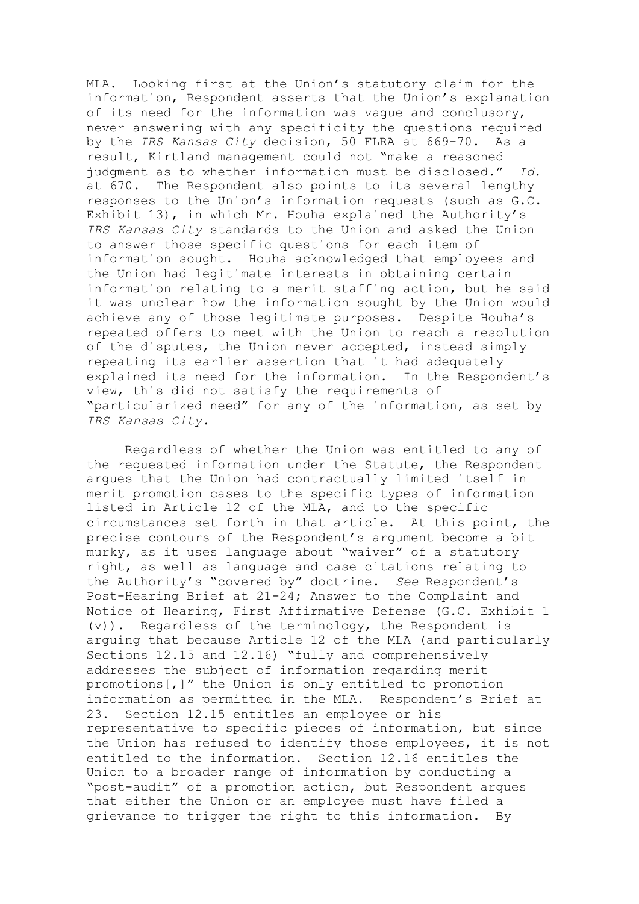MLA. Looking first at the Union's statutory claim for the information, Respondent asserts that the Union's explanation of its need for the information was vague and conclusory, never answering with any specificity the questions required by the *IRS Kansas City* decision, 50 FLRA at 669-70. As a result, Kirtland management could not "make a reasoned judgment as to whether information must be disclosed." *Id.* at 670. The Respondent also points to its several lengthy responses to the Union's information requests (such as G.C. Exhibit 13), in which Mr. Houha explained the Authority's *IRS Kansas City* standards to the Union and asked the Union to answer those specific questions for each item of information sought. Houha acknowledged that employees and the Union had legitimate interests in obtaining certain information relating to a merit staffing action, but he said it was unclear how the information sought by the Union would achieve any of those legitimate purposes. Despite Houha's repeated offers to meet with the Union to reach a resolution of the disputes, the Union never accepted, instead simply repeating its earlier assertion that it had adequately explained its need for the information. In the Respondent's view, this did not satisfy the requirements of "particularized need" for any of the information, as set by *IRS Kansas City.*

Regardless of whether the Union was entitled to any of the requested information under the Statute, the Respondent argues that the Union had contractually limited itself in merit promotion cases to the specific types of information listed in Article 12 of the MLA, and to the specific circumstances set forth in that article. At this point, the precise contours of the Respondent's argument become a bit murky, as it uses language about "waiver" of a statutory right, as well as language and case citations relating to the Authority's "covered by" doctrine. *See* Respondent's Post-Hearing Brief at 21-24; Answer to the Complaint and Notice of Hearing, First Affirmative Defense (G.C. Exhibit 1 (v)). Regardless of the terminology, the Respondent is arguing that because Article 12 of the MLA (and particularly Sections 12.15 and 12.16) "fully and comprehensively addresses the subject of information regarding merit promotions[,]" the Union is only entitled to promotion information as permitted in the MLA. Respondent's Brief at 23. Section 12.15 entitles an employee or his representative to specific pieces of information, but since the Union has refused to identify those employees, it is not entitled to the information. Section 12.16 entitles the Union to a broader range of information by conducting a "post-audit" of a promotion action, but Respondent argues that either the Union or an employee must have filed a grievance to trigger the right to this information. By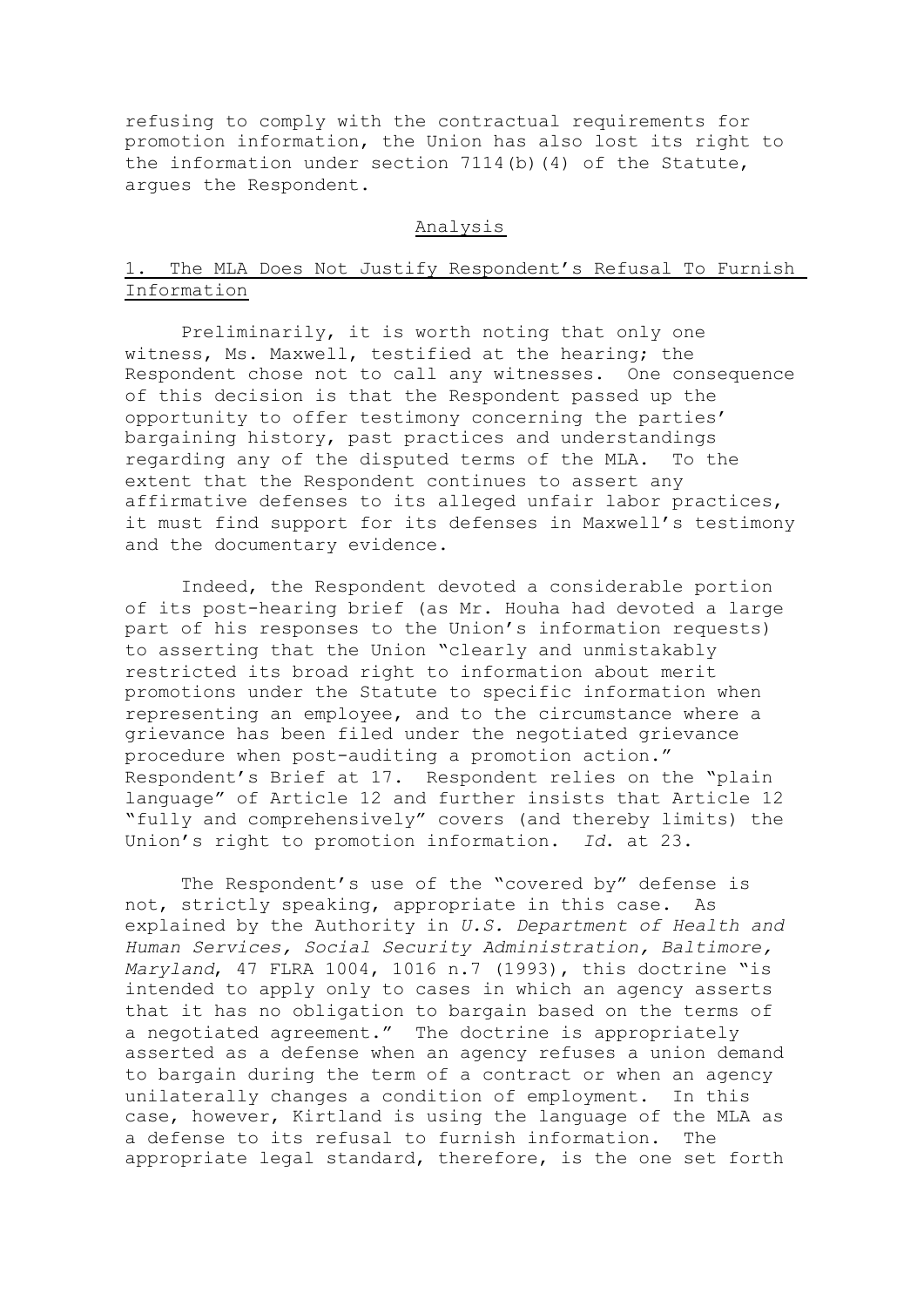refusing to comply with the contractual requirements for promotion information, the Union has also lost its right to the information under section 7114(b)(4) of the Statute, argues the Respondent.

## Analysis

### 1. The MLA Does Not Justify Respondent's Refusal To Furnish Information

Preliminarily, it is worth noting that only one witness, Ms. Maxwell, testified at the hearing; the Respondent chose not to call any witnesses. One consequence of this decision is that the Respondent passed up the opportunity to offer testimony concerning the parties' bargaining history, past practices and understandings regarding any of the disputed terms of the MLA. To the extent that the Respondent continues to assert any affirmative defenses to its alleged unfair labor practices, it must find support for its defenses in Maxwell's testimony and the documentary evidence.

Indeed, the Respondent devoted a considerable portion of its post-hearing brief (as Mr. Houha had devoted a large part of his responses to the Union's information requests) to asserting that the Union "clearly and unmistakably restricted its broad right to information about merit promotions under the Statute to specific information when representing an employee, and to the circumstance where a grievance has been filed under the negotiated grievance procedure when post-auditing a promotion action." Respondent's Brief at 17. Respondent relies on the "plain language" of Article 12 and further insists that Article 12 "fully and comprehensively" covers (and thereby limits) the Union's right to promotion information. *Id.* at 23.

The Respondent's use of the "covered by" defense is not, strictly speaking, appropriate in this case. As explained by the Authority in *U.S. Department of Health and Human Services, Social Security Administration, Baltimore, Maryland*, 47 FLRA 1004, 1016 n.7 (1993), this doctrine "is intended to apply only to cases in which an agency asserts that it has no obligation to bargain based on the terms of a negotiated agreement." The doctrine is appropriately asserted as a defense when an agency refuses a union demand to bargain during the term of a contract or when an agency unilaterally changes a condition of employment. In this case, however, Kirtland is using the language of the MLA as a defense to its refusal to furnish information. The appropriate legal standard, therefore, is the one set forth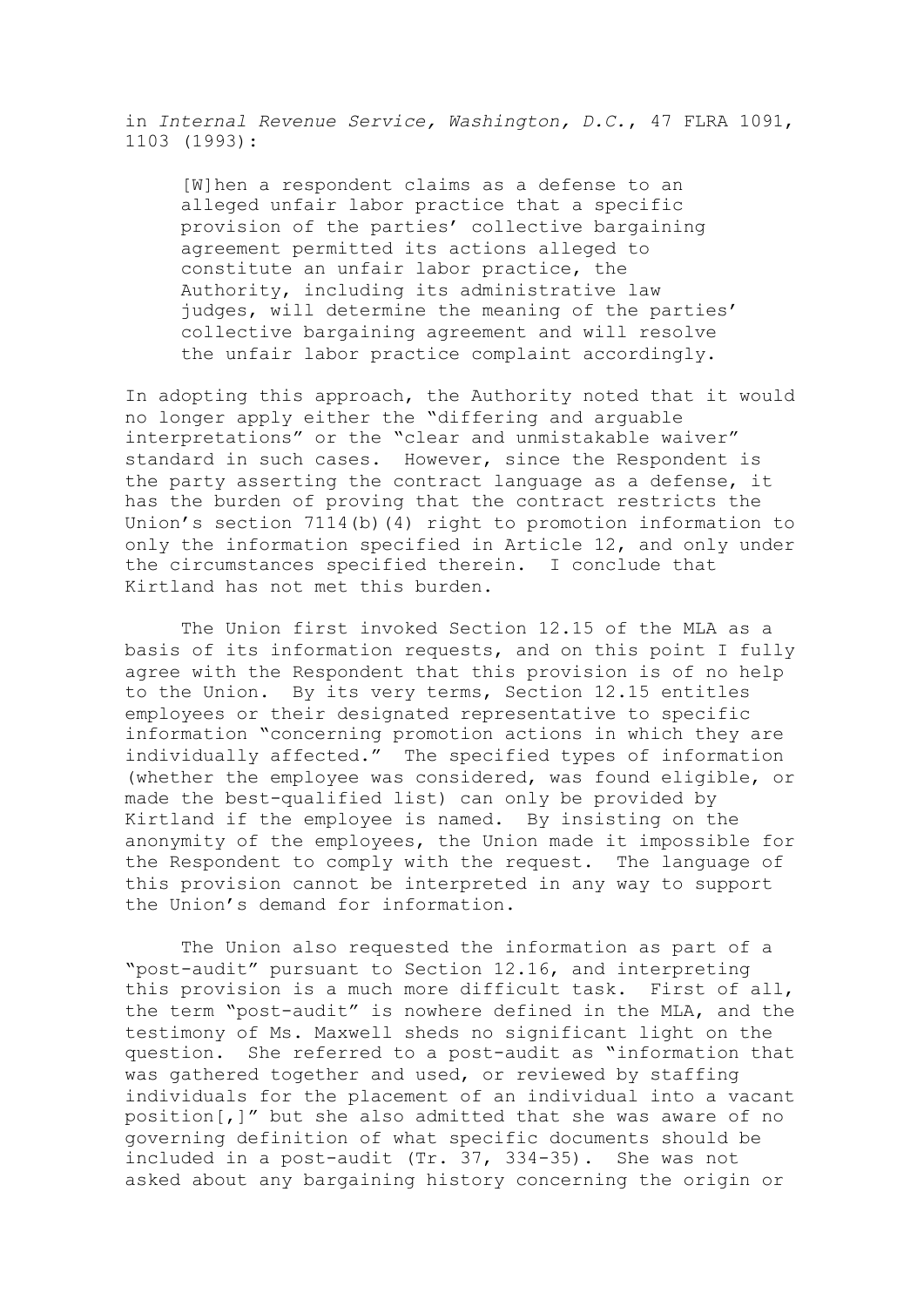in *Internal Revenue Service, Washington, D.C.*, 47 FLRA 1091, 1103 (1993):

> [W]hen a respondent claims as a defense to an alleged unfair labor practice that a specific provision of the parties' collective bargaining agreement permitted its actions alleged to constitute an unfair labor practice, the Authority, including its administrative law judges, will determine the meaning of the parties' collective bargaining agreement and will resolve the unfair labor practice complaint accordingly.

In adopting this approach, the Authority noted that it would no longer apply either the "differing and arguable interpretations" or the "clear and unmistakable waiver" standard in such cases. However, since the Respondent is the party asserting the contract language as a defense, it has the burden of proving that the contract restricts the Union's section 7114(b)(4) right to promotion information to only the information specified in Article 12, and only under the circumstances specified therein. I conclude that Kirtland has not met this burden.

The Union first invoked Section 12.15 of the MLA as a basis of its information requests, and on this point I fully agree with the Respondent that this provision is of no help to the Union. By its very terms, Section 12.15 entitles employees or their designated representative to specific information "concerning promotion actions in which they are individually affected." The specified types of information (whether the employee was considered, was found eligible, or made the best-qualified list) can only be provided by Kirtland if the employee is named. By insisting on the anonymity of the employees, the Union made it impossible for the Respondent to comply with the request. The language of this provision cannot be interpreted in any way to support the Union's demand for information.

The Union also requested the information as part of a "post-audit" pursuant to Section 12.16, and interpreting this provision is a much more difficult task. First of all, the term "post-audit" is nowhere defined in the MLA, and the testimony of Ms. Maxwell sheds no significant light on the question. She referred to a post-audit as "information that was gathered together and used, or reviewed by staffing individuals for the placement of an individual into a vacant position[,]" but she also admitted that she was aware of no governing definition of what specific documents should be included in a post-audit (Tr. 37, 334-35). She was not asked about any bargaining history concerning the origin or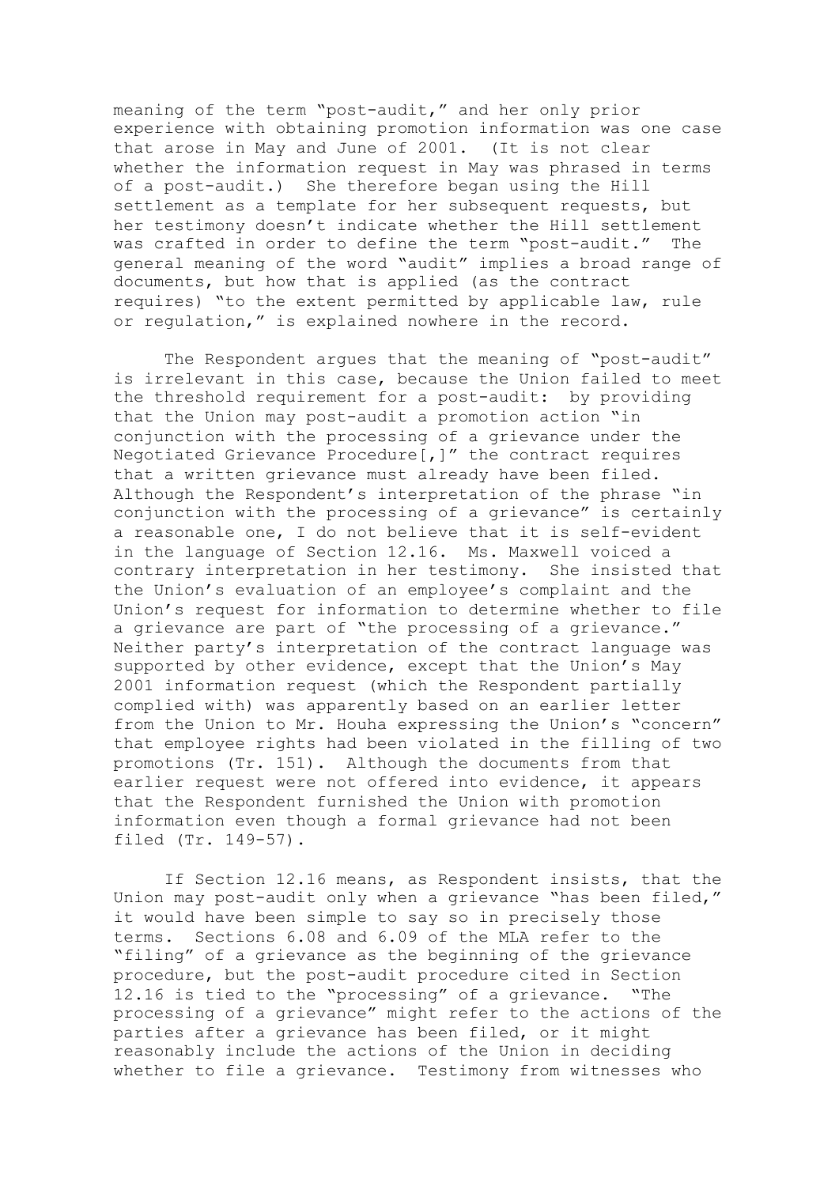meaning of the term "post-audit," and her only prior experience with obtaining promotion information was one case that arose in May and June of 2001. (It is not clear whether the information request in May was phrased in terms of a post-audit.) She therefore began using the Hill settlement as a template for her subsequent requests, but her testimony doesn't indicate whether the Hill settlement was crafted in order to define the term "post-audit." The general meaning of the word "audit" implies a broad range of documents, but how that is applied (as the contract requires) "to the extent permitted by applicable law, rule or regulation," is explained nowhere in the record.

The Respondent argues that the meaning of "post-audit" is irrelevant in this case, because the Union failed to meet the threshold requirement for a post-audit: by providing that the Union may post-audit a promotion action "in conjunction with the processing of a grievance under the Negotiated Grievance Procedure[,]" the contract requires that a written grievance must already have been filed. Although the Respondent's interpretation of the phrase "in conjunction with the processing of a grievance" is certainly a reasonable one, I do not believe that it is self-evident in the language of Section 12.16. Ms. Maxwell voiced a contrary interpretation in her testimony. She insisted that the Union's evaluation of an employee's complaint and the Union's request for information to determine whether to file a grievance are part of "the processing of a grievance." Neither party's interpretation of the contract language was supported by other evidence, except that the Union's May 2001 information request (which the Respondent partially complied with) was apparently based on an earlier letter from the Union to Mr. Houha expressing the Union's "concern" that employee rights had been violated in the filling of two promotions (Tr. 151). Although the documents from that earlier request were not offered into evidence, it appears that the Respondent furnished the Union with promotion information even though a formal grievance had not been filed (Tr. 149-57).

If Section 12.16 means, as Respondent insists, that the Union may post-audit only when a grievance "has been filed," it would have been simple to say so in precisely those terms. Sections 6.08 and 6.09 of the MLA refer to the "filing" of a grievance as the beginning of the grievance procedure, but the post-audit procedure cited in Section 12.16 is tied to the "processing" of a grievance. "The processing of a grievance" might refer to the actions of the parties after a grievance has been filed, or it might reasonably include the actions of the Union in deciding whether to file a grievance. Testimony from witnesses who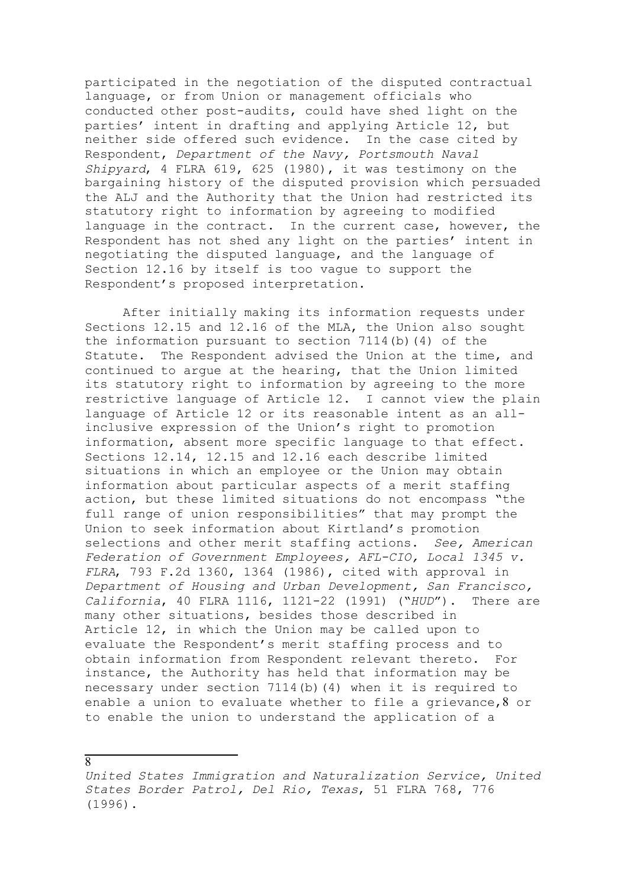participated in the negotiation of the disputed contractual language, or from Union or management officials who conducted other post-audits, could have shed light on the parties' intent in drafting and applying Article 12, but neither side offered such evidence. In the case cited by Respondent, *Department of the Navy, Portsmouth Naval Shipyard*, 4 FLRA 619, 625 (1980), it was testimony on the bargaining history of the disputed provision which persuaded the ALJ and the Authority that the Union had restricted its statutory right to information by agreeing to modified language in the contract. In the current case, however, the Respondent has not shed any light on the parties' intent in negotiating the disputed language, and the language of Section 12.16 by itself is too vague to support the Respondent's proposed interpretation.

After initially making its information requests under Sections 12.15 and 12.16 of the MLA, the Union also sought the information pursuant to section 7114(b)(4) of the Statute. The Respondent advised the Union at the time, and continued to argue at the hearing, that the Union limited its statutory right to information by agreeing to the more restrictive language of Article 12. I cannot view the plain language of Article 12 or its reasonable intent as an all-inclusive expression of the Union's right to promotion information, absent more specific language to that effect. Sections 12.14, 12.15 and 12.16 each describe limited situations in which an employee or the Union may obtain information about particular aspects of a merit staffing action, but these limited situations do not encompass "the full range of union responsibilities" that may prompt the Union to seek information about Kirtland's promotion selections and other merit staffing actions. *See, American Federation of Government Employees, AFL-CIO, Local 1345 v. FLRA*, 793 F.2d 1360, 1364 (1986), cited with approval in *Department of Housing and Urban Development, San Francisco, California*, 40 FLRA 1116, 1121-22 (1991) ("*HUD*"). There are many other situations, besides those described in Article 12, in which the Union may be called upon to evaluate the Respondent's merit staffing process and to obtain information from Respondent relevant thereto. For instance, the Authority has held that information may be necessary under section 7114(b)(4) when it is required to enable a union to evaluate whether to file a grievance,[8] or to enable the union to understand the application of a

---

[8] *United States Immigration and Naturalization Service, United States Border Patrol, Del Rio, Texas*, 51 FLRA 768, 776 (1996).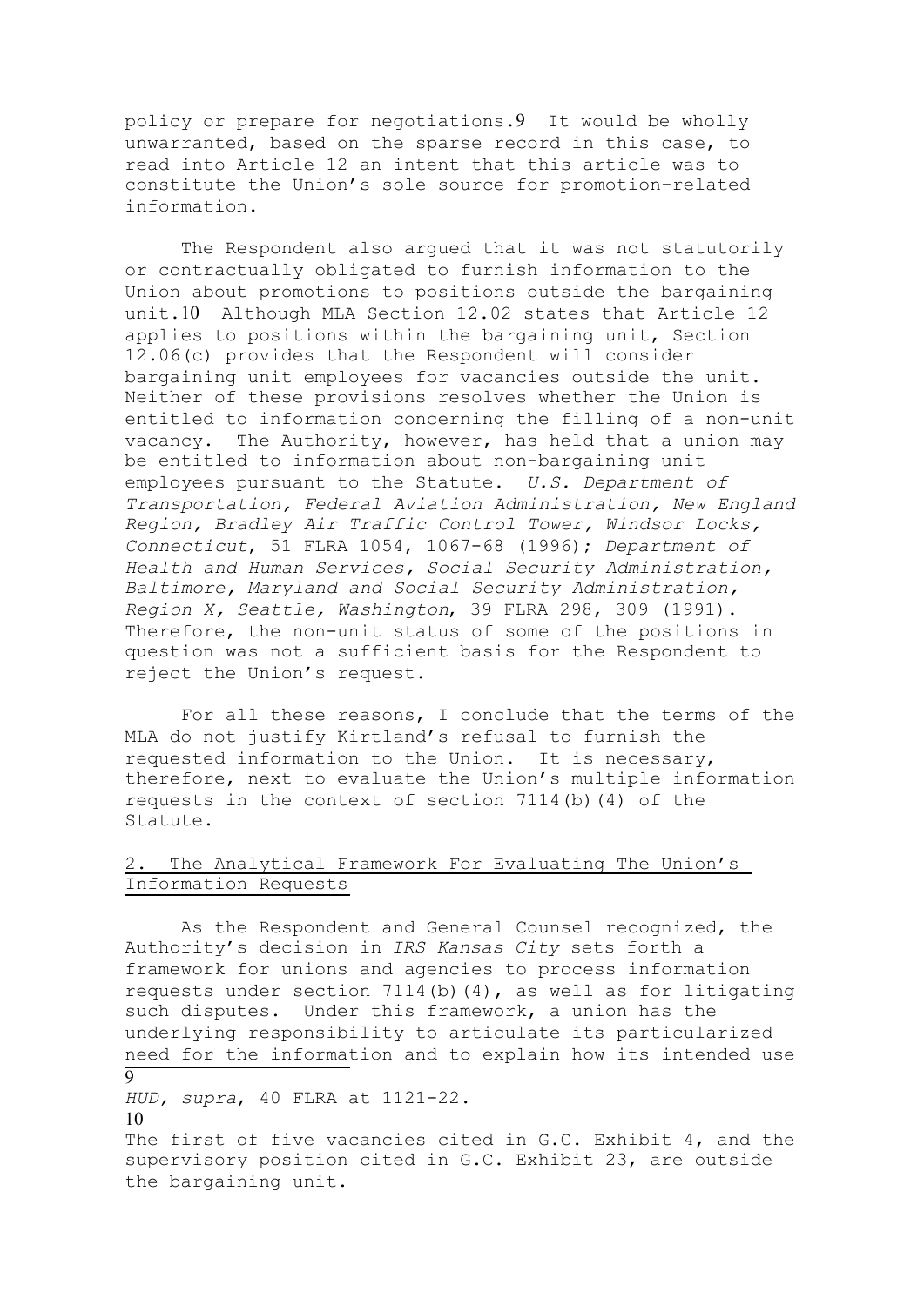policy or prepare for negotiations.[9] It would be wholly unwarranted, based on the sparse record in this case, to read into Article 12 an intent that this article was to constitute the Union's sole source for promotion-related information.

The Respondent also argued that it was not statutorily or contractually obligated to furnish information to the Union about promotions to positions outside the bargaining unit.[10] Although MLA Section 12.02 states that Article 12 applies to positions within the bargaining unit, Section 12.06(c) provides that the Respondent will consider bargaining unit employees for vacancies outside the unit. Neither of these provisions resolves whether the Union is entitled to information concerning the filling of a non-unit vacancy. The Authority, however, has held that a union may be entitled to information about non-bargaining unit employees pursuant to the Statute. *U.S. Department of Transportation, Federal Aviation Administration, New England Region, Bradley Air Traffic Control Tower, Windsor Locks, Connecticut*, 51 FLRA 1054, 1067-68 (1996); *Department of Health and Human Services, Social Security Administration, Baltimore, Maryland and Social Security Administration, Region X, Seattle, Washington*, 39 FLRA 298, 309 (1991). Therefore, the non-unit status of some of the positions in question was not a sufficient basis for the Respondent to reject the Union's request.

For all these reasons, I conclude that the terms of the MLA do not justify Kirtland's refusal to furnish the requested information to the Union. It is necessary, therefore, next to evaluate the Union's multiple information requests in the context of section 7114(b)(4) of the Statute.

## 2. The Analytical Framework For Evaluating The Union's Information Requests

As the Respondent and General Counsel recognized, the Authority's decision in *IRS Kansas City* sets forth a framework for unions and agencies to process information requests under section 7114(b)(4), as well as for litigating such disputes. Under this framework, a union has the underlying responsibility to articulate its particularized need for the information and to explain how its intended use

---

[9] *HUD, supra*, 40 FLRA at 1121-22.

[10] The first of five vacancies cited in G.C. Exhibit 4, and the supervisory position cited in G.C. Exhibit 23, are outside the bargaining unit.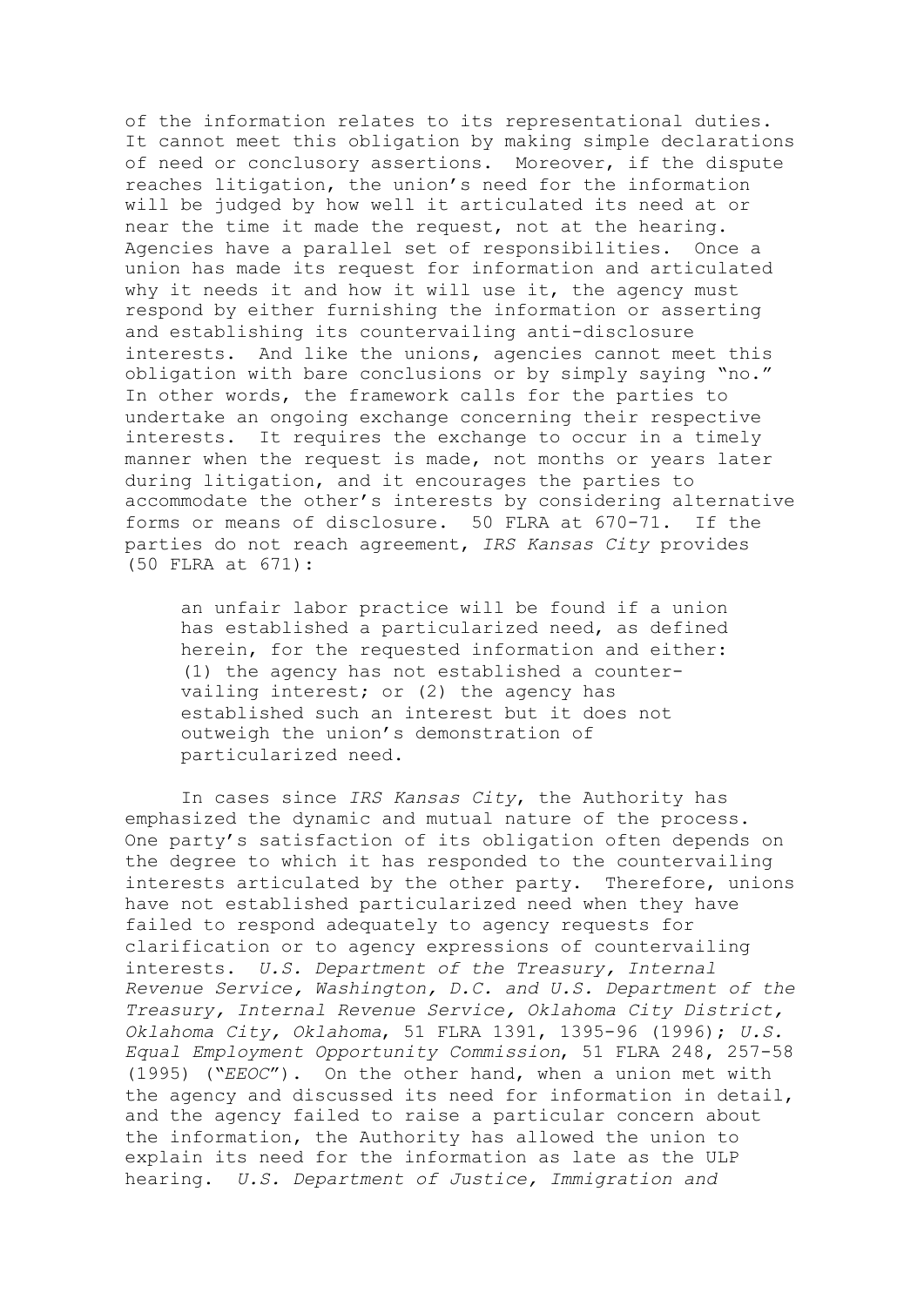of the information relates to its representational duties. It cannot meet this obligation by making simple declarations of need or conclusory assertions. Moreover, if the dispute reaches litigation, the union's need for the information will be judged by how well it articulated its need at or near the time it made the request, not at the hearing. Agencies have a parallel set of responsibilities. Once a union has made its request for information and articulated why it needs it and how it will use it, the agency must respond by either furnishing the information or asserting and establishing its countervailing anti-disclosure interests. And like the unions, agencies cannot meet this obligation with bare conclusions or by simply saying "no." In other words, the framework calls for the parties to undertake an ongoing exchange concerning their respective interests. It requires the exchange to occur in a timely manner when the request is made, not months or years later during litigation, and it encourages the parties to accommodate the other's interests by considering alternative forms or means of disclosure. 50 FLRA at 670-71. If the parties do not reach agreement, *IRS Kansas City* provides (50 FLRA at 671):

> an unfair labor practice will be found if a union has established a particularized need, as defined herein, for the requested information and either: (1) the agency has not established a countervailing interest; or (2) the agency has established such an interest but it does not outweigh the union's demonstration of particularized need.

In cases since *IRS Kansas City*, the Authority has emphasized the dynamic and mutual nature of the process. One party's satisfaction of its obligation often depends on the degree to which it has responded to the countervailing interests articulated by the other party. Therefore, unions have not established particularized need when they have failed to respond adequately to agency requests for clarification or to agency expressions of countervailing interests. *U.S. Department of the Treasury, Internal Revenue Service, Washington, D.C. and U.S. Department of the Treasury, Internal Revenue Service, Oklahoma City District, Oklahoma City, Oklahoma*, 51 FLRA 1391, 1395-96 (1996); *U.S. Equal Employment Opportunity Commission*, 51 FLRA 248, 257-58 (1995) ("*EEOC*"). On the other hand, when a union met with the agency and discussed its need for information in detail, and the agency failed to raise a particular concern about the information, the Authority has allowed the union to explain its need for the information as late as the ULP hearing. *U.S. Department of Justice, Immigration and*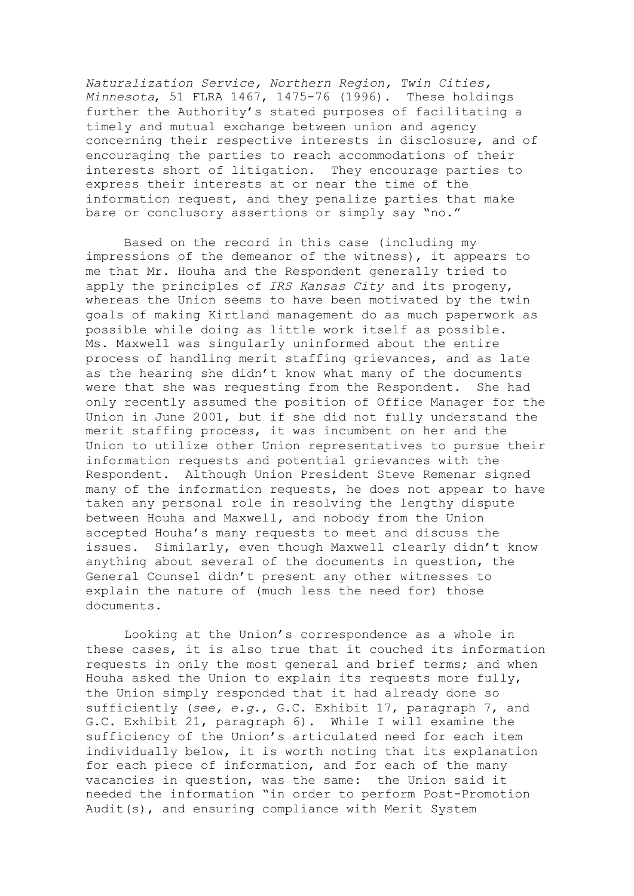*Naturalization Service, Northern Region, Twin Cities, Minnesota*, 51 FLRA 1467, 1475-76 (1996). These holdings further the Authority's stated purposes of facilitating a timely and mutual exchange between union and agency concerning their respective interests in disclosure, and of encouraging the parties to reach accommodations of their interests short of litigation. They encourage parties to express their interests at or near the time of the information request, and they penalize parties that make bare or conclusory assertions or simply say "no."

Based on the record in this case (including my impressions of the demeanor of the witness), it appears to me that Mr. Houha and the Respondent generally tried to apply the principles of *IRS Kansas City* and its progeny, whereas the Union seems to have been motivated by the twin goals of making Kirtland management do as much paperwork as possible while doing as little work itself as possible. Ms. Maxwell was singularly uninformed about the entire process of handling merit staffing grievances, and as late as the hearing she didn't know what many of the documents were that she was requesting from the Respondent. She had only recently assumed the position of Office Manager for the Union in June 2001, but if she did not fully understand the merit staffing process, it was incumbent on her and the Union to utilize other Union representatives to pursue their information requests and potential grievances with the Respondent. Although Union President Steve Remenar signed many of the information requests, he does not appear to have taken any personal role in resolving the lengthy dispute between Houha and Maxwell, and nobody from the Union accepted Houha's many requests to meet and discuss the issues. Similarly, even though Maxwell clearly didn't know anything about several of the documents in question, the General Counsel didn't present any other witnesses to explain the nature of (much less the need for) those documents.

Looking at the Union's correspondence as a whole in these cases, it is also true that it couched its information requests in only the most general and brief terms; and when Houha asked the Union to explain its requests more fully, the Union simply responded that it had already done so sufficiently (*see, e.g.*, G.C. Exhibit 17, paragraph 7, and G.C. Exhibit 21, paragraph 6). While I will examine the sufficiency of the Union's articulated need for each item individually below, it is worth noting that its explanation for each piece of information, and for each of the many vacancies in question, was the same: the Union said it needed the information "in order to perform Post-Promotion Audit(s), and ensuring compliance with Merit System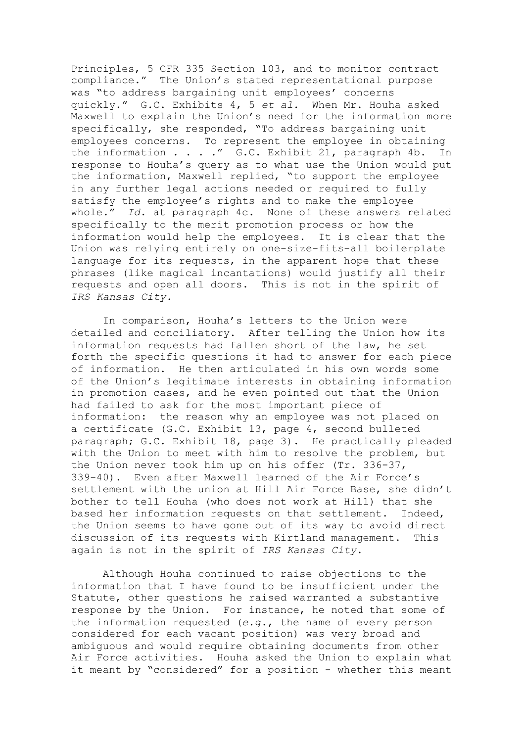Principles, 5 CFR 335 Section 103, and to monitor contract compliance." The Union's stated representational purpose was "to address bargaining unit employees' concerns quickly." G.C. Exhibits 4, 5 *et al*. When Mr. Houha asked Maxwell to explain the Union's need for the information more specifically, she responded, "To address bargaining unit employees concerns. To represent the employee in obtaining the information . . . ." G.C. Exhibit 21, paragraph 4b. In response to Houha's query as to what use the Union would put the information, Maxwell replied, "to support the employee in any further legal actions needed or required to fully satisfy the employee's rights and to make the employee whole." *Id.* at paragraph 4c. None of these answers related specifically to the merit promotion process or how the information would help the employees. It is clear that the Union was relying entirely on one-size-fits-all boilerplate language for its requests, in the apparent hope that these phrases (like magical incantations) would justify all their requests and open all doors. This is not in the spirit of *IRS Kansas City*.

In comparison, Houha's letters to the Union were detailed and conciliatory. After telling the Union how its information requests had fallen short of the law, he set forth the specific questions it had to answer for each piece of information. He then articulated in his own words some of the Union's legitimate interests in obtaining information in promotion cases, and he even pointed out that the Union had failed to ask for the most important piece of information: the reason why an employee was not placed on a certificate (G.C. Exhibit 13, page 4, second bulleted paragraph; G.C. Exhibit 18, page 3). He practically pleaded with the Union to meet with him to resolve the problem, but the Union never took him up on his offer (Tr. 336-37, 339-40). Even after Maxwell learned of the Air Force's settlement with the union at Hill Air Force Base, she didn't bother to tell Houha (who does not work at Hill) that she based her information requests on that settlement. Indeed, the Union seems to have gone out of its way to avoid direct discussion of its requests with Kirtland management. This again is not in the spirit of *IRS Kansas City*.

Although Houha continued to raise objections to the information that I have found to be insufficient under the Statute, other questions he raised warranted a substantive response by the Union. For instance, he noted that some of the information requested (*e.g.*, the name of every person considered for each vacant position) was very broad and ambiguous and would require obtaining documents from other Air Force activities. Houha asked the Union to explain what it meant by "considered" for a position - whether this meant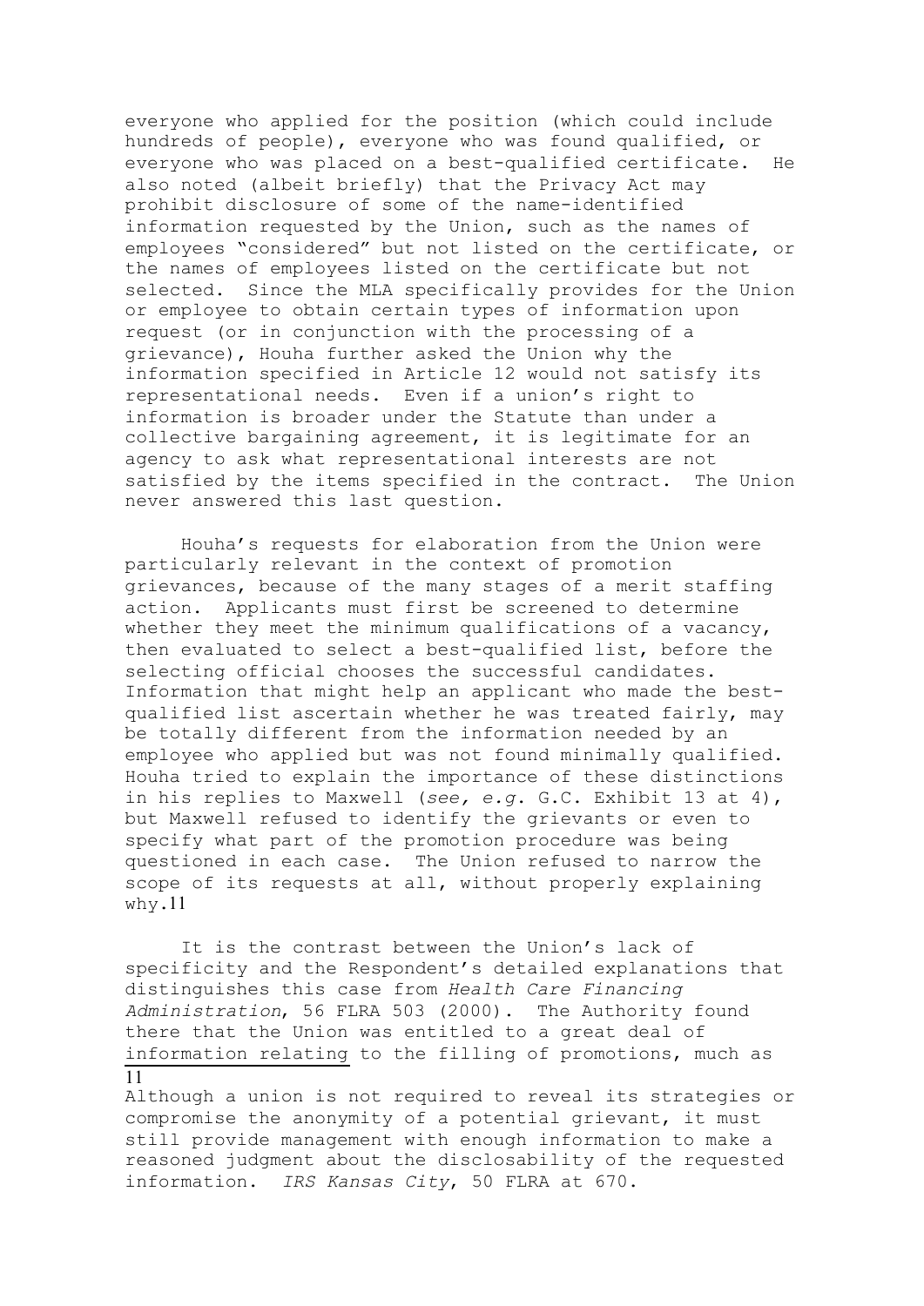everyone who applied for the position (which could include hundreds of people), everyone who was found qualified, or everyone who was placed on a best-qualified certificate. He also noted (albeit briefly) that the Privacy Act may prohibit disclosure of some of the name-identified information requested by the Union, such as the names of employees "considered" but not listed on the certificate, or the names of employees listed on the certificate but not selected. Since the MLA specifically provides for the Union or employee to obtain certain types of information upon request (or in conjunction with the processing of a grievance), Houha further asked the Union why the information specified in Article 12 would not satisfy its representational needs. Even if a union's right to information is broader under the Statute than under a collective bargaining agreement, it is legitimate for an agency to ask what representational interests are not satisfied by the items specified in the contract. The Union never answered this last question.

Houha's requests for elaboration from the Union were particularly relevant in the context of promotion grievances, because of the many stages of a merit staffing action. Applicants must first be screened to determine whether they meet the minimum qualifications of a vacancy, then evaluated to select a best-qualified list, before the selecting official chooses the successful candidates. Information that might help an applicant who made the best-qualified list ascertain whether he was treated fairly, may be totally different from the information needed by an employee who applied but was not found minimally qualified. Houha tried to explain the importance of these distinctions in his replies to Maxwell (*see, e.g.* G.C. Exhibit 13 at 4), but Maxwell refused to identify the grievants or even to specify what part of the promotion procedure was being questioned in each case. The Union refused to narrow the scope of its requests at all, without properly explaining why.[11]

It is the contrast between the Union's lack of specificity and the Respondent's detailed explanations that distinguishes this case from *Health Care Financing Administration*, 56 FLRA 503 (2000). The Authority found there that the Union was entitled to a great deal of information relating to the filling of promotions, much as

---

[11] Although a union is not required to reveal its strategies or compromise the anonymity of a potential grievant, it must still provide management with enough information to make a reasoned judgment about the disclosability of the requested information. *IRS Kansas City*, 50 FLRA at 670.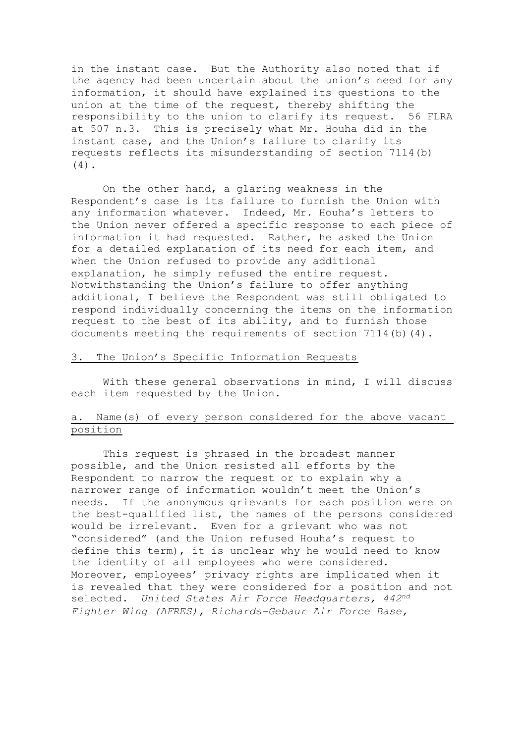in the instant case. But the Authority also noted that if the agency had been uncertain about the union's need for any information, it should have explained its questions to the union at the time of the request, thereby shifting the responsibility to the union to clarify its request. 56 FLRA at 507 n.3. This is precisely what Mr. Houha did in the instant case, and the Union's failure to clarify its requests reflects its misunderstanding of section 7114(b)(4).

On the other hand, a glaring weakness in the Respondent's case is its failure to furnish the Union with any information whatever. Indeed, Mr. Houha's letters to the Union never offered a specific response to each piece of information it had requested. Rather, he asked the Union for a detailed explanation of its need for each item, and when the Union refused to provide any additional explanation, he simply refused the entire request. Notwithstanding the Union's failure to offer anything additional, I believe the Respondent was still obligated to respond individually concerning the items on the information request to the best of its ability, and to furnish those documents meeting the requirements of section 7114(b)(4).

### 3. The Union's Specific Information Requests

With these general observations in mind, I will discuss each item requested by the Union.

#### a. Name(s) of every person considered for the above vacant position

This request is phrased in the broadest manner possible, and the Union resisted all efforts by the Respondent to narrow the request or to explain why a narrower range of information wouldn't meet the Union's needs. If the anonymous grievants for each position were on the best-qualified list, the names of the persons considered would be irrelevant. Even for a grievant who was not "considered" (and the Union refused Houha's request to define this term), it is unclear why he would need to know the identity of all employees who were considered. Moreover, employees' privacy rights are implicated when it is revealed that they were considered for a position and not selected. *United States Air Force Headquarters, 442nd Fighter Wing (AFRES), Richards-Gebaur Air Force Base,*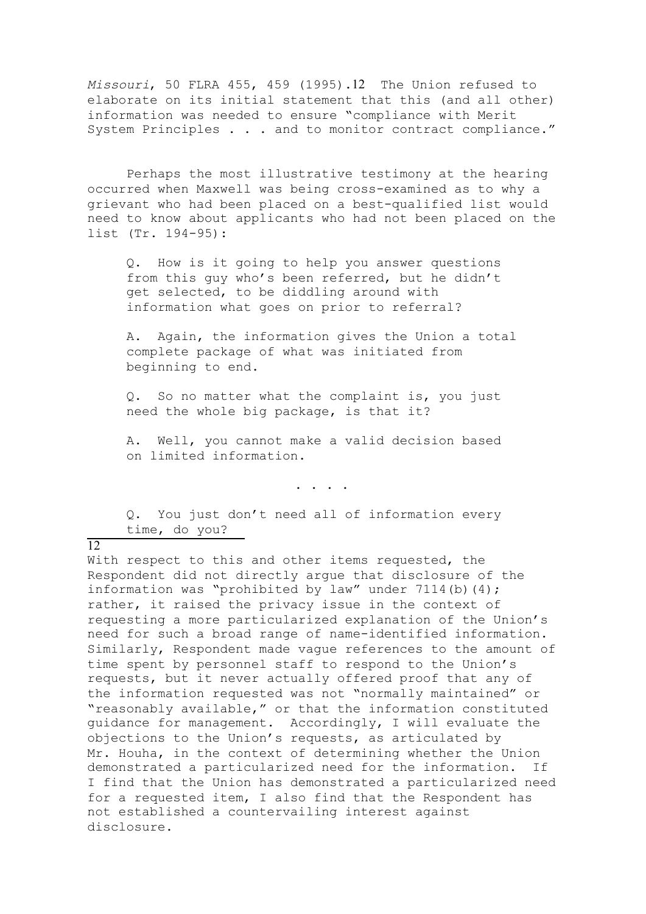*Missouri*, 50 FLRA 455, 459 (1995).[12] The Union refused to elaborate on its initial statement that this (and all other) information was needed to ensure "compliance with Merit System Principles . . . and to monitor contract compliance."

Perhaps the most illustrative testimony at the hearing occurred when Maxwell was being cross-examined as to why a grievant who had been placed on a best-qualified list would need to know about applicants who had not been placed on the list (Tr. 194-95):

> Q. How is it going to help you answer questions from this guy who's been referred, but he didn't get selected, to be diddling around with information what goes on prior to referral?
>
> A. Again, the information gives the Union a total complete package of what was initiated from beginning to end.
>
> Q. So no matter what the complaint is, you just need the whole big package, is that it?
>
> A. Well, you cannot make a valid decision based on limited information.
>
> . . . .
>
> Q. You just don't need all of information every time, do you?

---

[12] With respect to this and other items requested, the Respondent did not directly argue that disclosure of the information was "prohibited by law" under 7114(b)(4); rather, it raised the privacy issue in the context of requesting a more particularized explanation of the Union's need for such a broad range of name-identified information. Similarly, Respondent made vague references to the amount of time spent by personnel staff to respond to the Union's requests, but it never actually offered proof that any of the information requested was not "normally maintained" or "reasonably available," or that the information constituted guidance for management. Accordingly, I will evaluate the objections to the Union's requests, as articulated by Mr. Houha, in the context of determining whether the Union demonstrated a particularized need for the information. If I find that the Union has demonstrated a particularized need for a requested item, I also find that the Respondent has not established a countervailing interest against disclosure.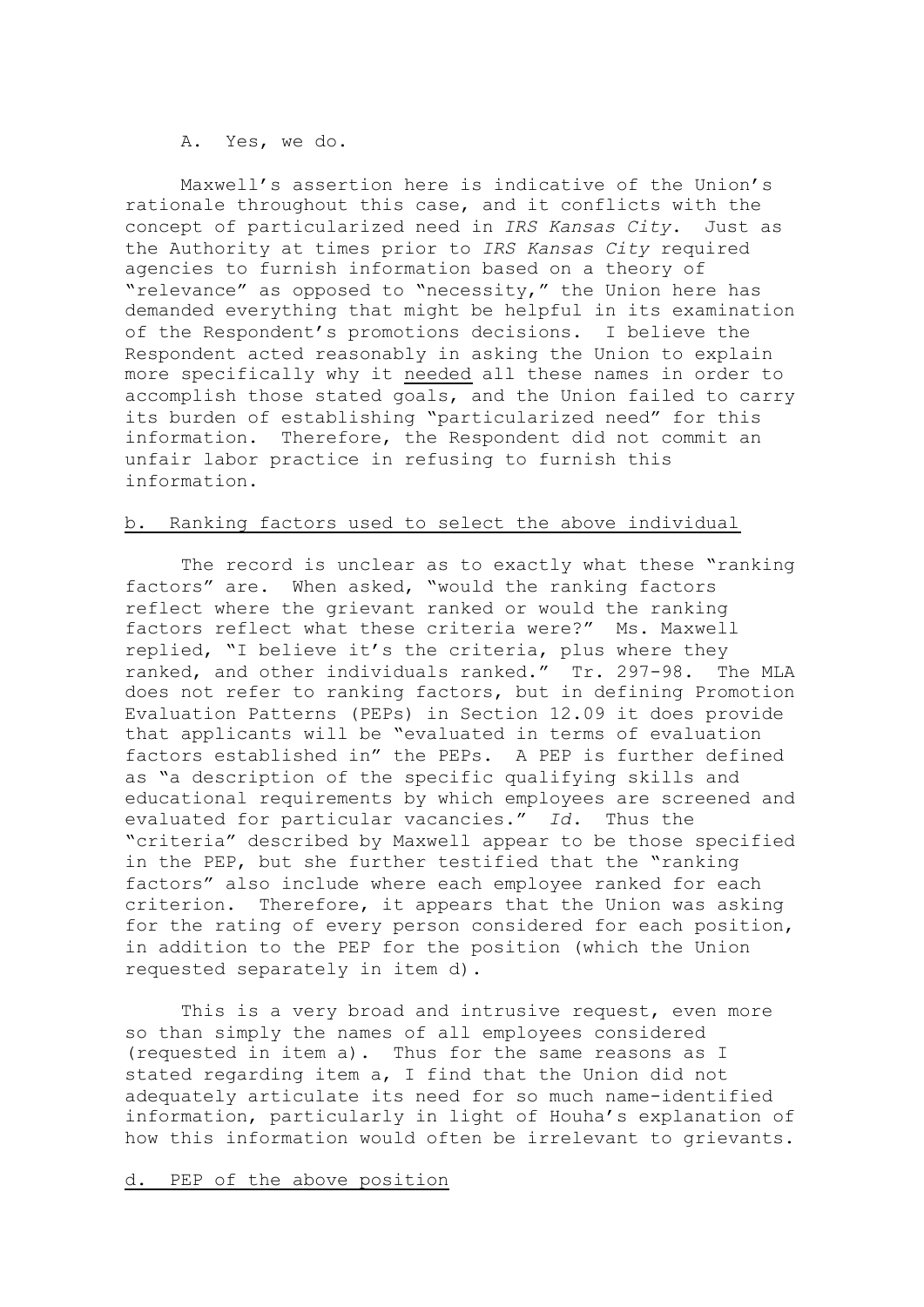A. Yes, we do.

Maxwell's assertion here is indicative of the Union's rationale throughout this case, and it conflicts with the concept of particularized need in *IRS Kansas City*. Just as the Authority at times prior to *IRS Kansas City* required agencies to furnish information based on a theory of "relevance" as opposed to "necessity," the Union here has demanded everything that might be helpful in its examination of the Respondent's promotions decisions. I believe the Respondent acted reasonably in asking the Union to explain more specifically why it <u>needed</u> all these names in order to accomplish those stated goals, and the Union failed to carry its burden of establishing "particularized need" for this information. Therefore, the Respondent did not commit an unfair labor practice in refusing to furnish this information.

<u>b. Ranking factors used to select the above individual</u>

The record is unclear as to exactly what these "ranking factors" are. When asked, "would the ranking factors reflect where the grievant ranked or would the ranking factors reflect what these criteria were?" Ms. Maxwell replied, "I believe it's the criteria, plus where they ranked, and other individuals ranked." Tr. 297-98. The MLA does not refer to ranking factors, but in defining Promotion Evaluation Patterns (PEPs) in Section 12.09 it does provide that applicants will be "evaluated in terms of evaluation factors established in" the PEPs. A PEP is further defined as "a description of the specific qualifying skills and educational requirements by which employees are screened and evaluated for particular vacancies." *Id*. Thus the "criteria" described by Maxwell appear to be those specified in the PEP, but she further testified that the "ranking factors" also include where each employee ranked for each criterion. Therefore, it appears that the Union was asking for the rating of every person considered for each position, in addition to the PEP for the position (which the Union requested separately in item d).

This is a very broad and intrusive request, even more so than simply the names of all employees considered (requested in item a). Thus for the same reasons as I stated regarding item a, I find that the Union did not adequately articulate its need for so much name-identified information, particularly in light of Houha's explanation of how this information would often be irrelevant to grievants.

<u>d. PEP of the above position</u>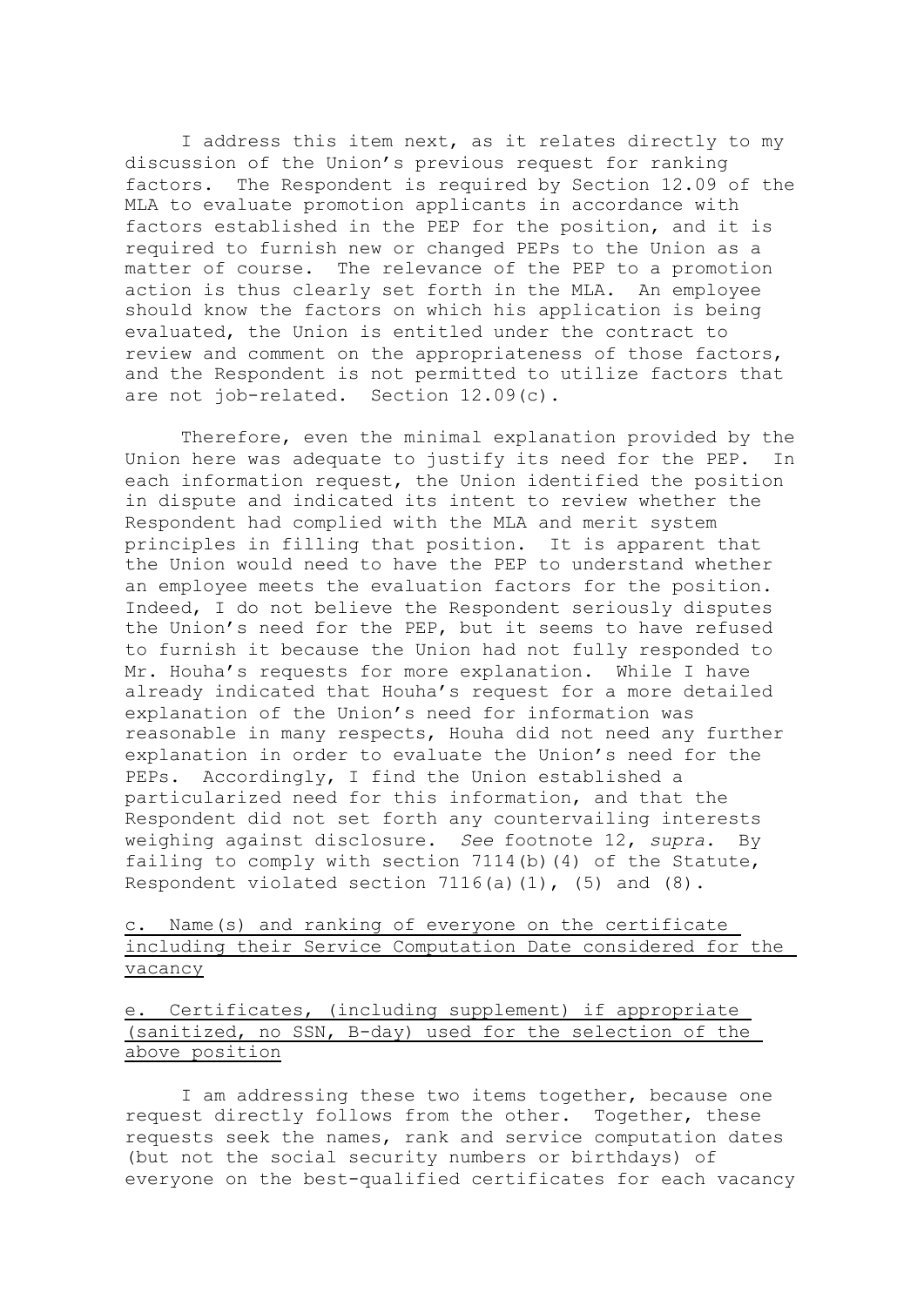I address this item next, as it relates directly to my discussion of the Union's previous request for ranking factors. The Respondent is required by Section 12.09 of the MLA to evaluate promotion applicants in accordance with factors established in the PEP for the position, and it is required to furnish new or changed PEPs to the Union as a matter of course. The relevance of the PEP to a promotion action is thus clearly set forth in the MLA. An employee should know the factors on which his application is being evaluated, the Union is entitled under the contract to review and comment on the appropriateness of those factors, and the Respondent is not permitted to utilize factors that are not job-related. Section 12.09(c).

Therefore, even the minimal explanation provided by the Union here was adequate to justify its need for the PEP. In each information request, the Union identified the position in dispute and indicated its intent to review whether the Respondent had complied with the MLA and merit system principles in filling that position. It is apparent that the Union would need to have the PEP to understand whether an employee meets the evaluation factors for the position. Indeed, I do not believe the Respondent seriously disputes the Union's need for the PEP, but it seems to have refused to furnish it because the Union had not fully responded to Mr. Houha's requests for more explanation. While I have already indicated that Houha's request for a more detailed explanation of the Union's need for information was reasonable in many respects, Houha did not need any further explanation in order to evaluate the Union's need for the PEPs. Accordingly, I find the Union established a particularized need for this information, and that the Respondent did not set forth any countervailing interests weighing against disclosure. *See* footnote 12, *supra*. By failing to comply with section 7114(b)(4) of the Statute, Respondent violated section 7116(a)(1), (5) and (8).

<u>c. Name(s) and ranking of everyone on the certificate including their Service Computation Date considered for the vacancy</u>

<u>e. Certificates, (including supplement) if appropriate (sanitized, no SSN, B-day) used for the selection of the above position</u>

I am addressing these two items together, because one request directly follows from the other. Together, these requests seek the names, rank and service computation dates (but not the social security numbers or birthdays) of everyone on the best-qualified certificates for each vacancy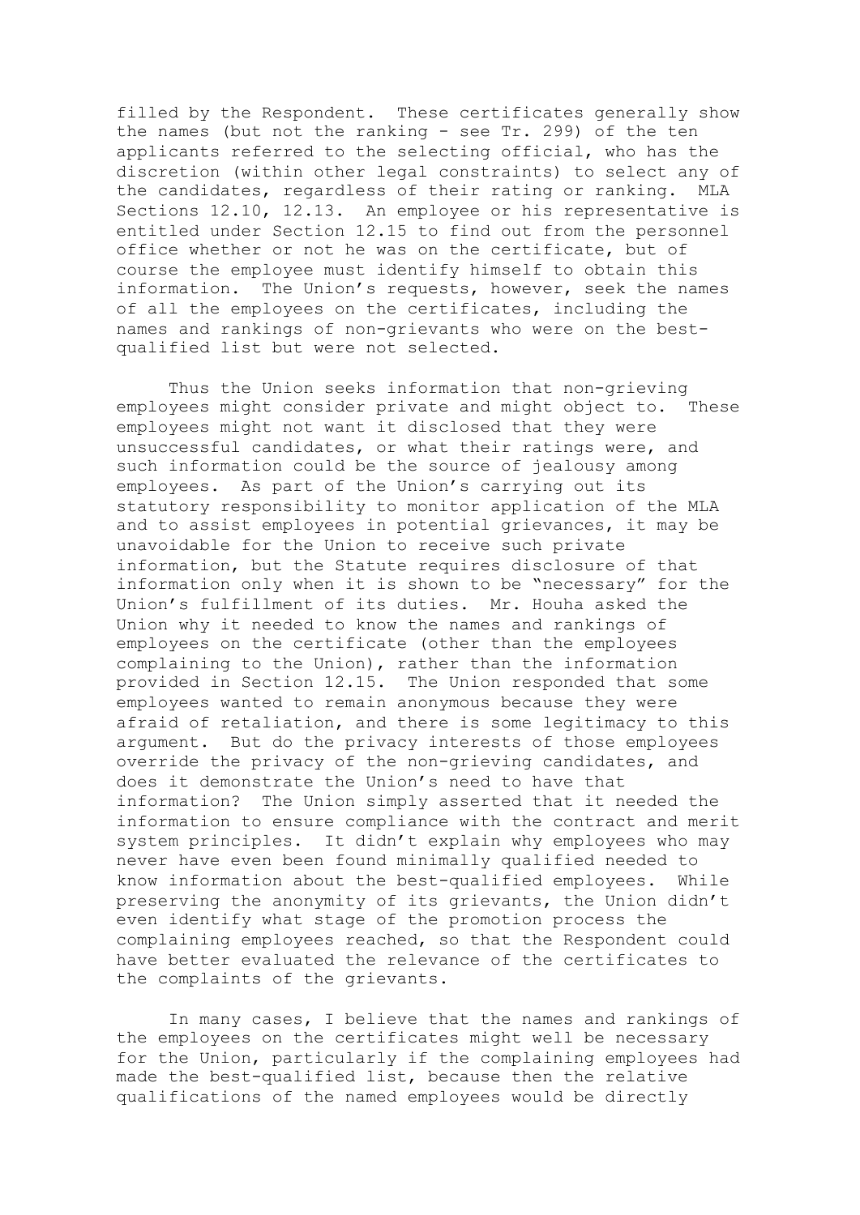filled by the Respondent. These certificates generally show the names (but not the ranking - see Tr. 299) of the ten applicants referred to the selecting official, who has the discretion (within other legal constraints) to select any of the candidates, regardless of their rating or ranking. MLA Sections 12.10, 12.13. An employee or his representative is entitled under Section 12.15 to find out from the personnel office whether or not he was on the certificate, but of course the employee must identify himself to obtain this information. The Union's requests, however, seek the names of all the employees on the certificates, including the names and rankings of non-grievants who were on the best-qualified list but were not selected.

Thus the Union seeks information that non-grieving employees might consider private and might object to. These employees might not want it disclosed that they were unsuccessful candidates, or what their ratings were, and such information could be the source of jealousy among employees. As part of the Union's carrying out its statutory responsibility to monitor application of the MLA and to assist employees in potential grievances, it may be unavoidable for the Union to receive such private information, but the Statute requires disclosure of that information only when it is shown to be "necessary" for the Union's fulfillment of its duties. Mr. Houha asked the Union why it needed to know the names and rankings of employees on the certificate (other than the employees complaining to the Union), rather than the information provided in Section 12.15. The Union responded that some employees wanted to remain anonymous because they were afraid of retaliation, and there is some legitimacy to this argument. But do the privacy interests of those employees override the privacy of the non-grieving candidates, and does it demonstrate the Union's need to have that information? The Union simply asserted that it needed the information to ensure compliance with the contract and merit system principles. It didn't explain why employees who may never have even been found minimally qualified needed to know information about the best-qualified employees. While preserving the anonymity of its grievants, the Union didn't even identify what stage of the promotion process the complaining employees reached, so that the Respondent could have better evaluated the relevance of the certificates to the complaints of the grievants.

In many cases, I believe that the names and rankings of the employees on the certificates might well be necessary for the Union, particularly if the complaining employees had made the best-qualified list, because then the relative qualifications of the named employees would be directly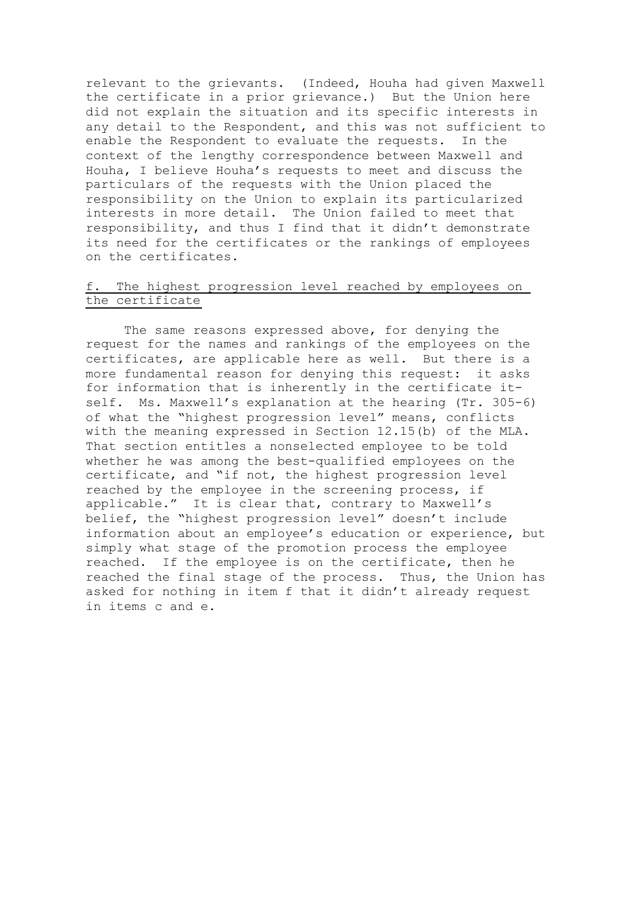relevant to the grievants. (Indeed, Houha had given Maxwell the certificate in a prior grievance.) But the Union here did not explain the situation and its specific interests in any detail to the Respondent, and this was not sufficient to enable the Respondent to evaluate the requests. In the context of the lengthy correspondence between Maxwell and Houha, I believe Houha's requests to meet and discuss the particulars of the requests with the Union placed the responsibility on the Union to explain its particularized interests in more detail. The Union failed to meet that responsibility, and thus I find that it didn't demonstrate its need for the certificates or the rankings of employees on the certificates.

<u>f. The highest progression level reached by employees on the certificate</u>

The same reasons expressed above, for denying the request for the names and rankings of the employees on the certificates, are applicable here as well. But there is a more fundamental reason for denying this request: it asks for information that is inherently in the certificate itself. Ms. Maxwell's explanation at the hearing (Tr. 305-6) of what the "highest progression level" means, conflicts with the meaning expressed in Section 12.15(b) of the MLA. That section entitles a nonselected employee to be told whether he was among the best-qualified employees on the certificate, and "if not, the highest progression level reached by the employee in the screening process, if applicable." It is clear that, contrary to Maxwell's belief, the "highest progression level" doesn't include information about an employee's education or experience, but simply what stage of the promotion process the employee reached. If the employee is on the certificate, then he reached the final stage of the process. Thus, the Union has asked for nothing in item f that it didn't already request in items c and e.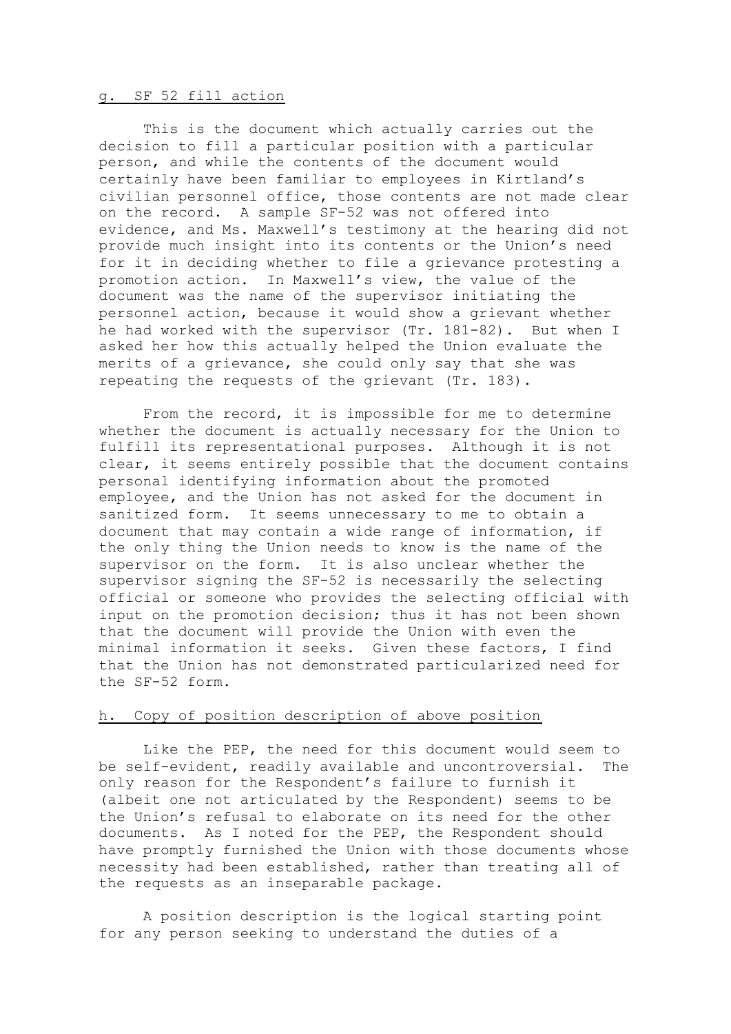g. SF 52 fill action

This is the document which actually carries out the decision to fill a particular position with a particular person, and while the contents of the document would certainly have been familiar to employees in Kirtland's civilian personnel office, those contents are not made clear on the record. A sample SF-52 was not offered into evidence, and Ms. Maxwell's testimony at the hearing did not provide much insight into its contents or the Union's need for it in deciding whether to file a grievance protesting a promotion action. In Maxwell's view, the value of the document was the name of the supervisor initiating the personnel action, because it would show a grievant whether he had worked with the supervisor (Tr. 181-82). But when I asked her how this actually helped the Union evaluate the merits of a grievance, she could only say that she was repeating the requests of the grievant (Tr. 183).

From the record, it is impossible for me to determine whether the document is actually necessary for the Union to fulfill its representational purposes. Although it is not clear, it seems entirely possible that the document contains personal identifying information about the promoted employee, and the Union has not asked for the document in sanitized form. It seems unnecessary to me to obtain a document that may contain a wide range of information, if the only thing the Union needs to know is the name of the supervisor on the form. It is also unclear whether the supervisor signing the SF-52 is necessarily the selecting official or someone who provides the selecting official with input on the promotion decision; thus it has not been shown that the document will provide the Union with even the minimal information it seeks. Given these factors, I find that the Union has not demonstrated particularized need for the SF-52 form.

h. Copy of position description of above position

Like the PEP, the need for this document would seem to be self-evident, readily available and uncontroversial. The only reason for the Respondent's failure to furnish it (albeit one not articulated by the Respondent) seems to be the Union's refusal to elaborate on its need for the other documents. As I noted for the PEP, the Respondent should have promptly furnished the Union with those documents whose necessity had been established, rather than treating all of the requests as an inseparable package.

A position description is the logical starting point for any person seeking to understand the duties of a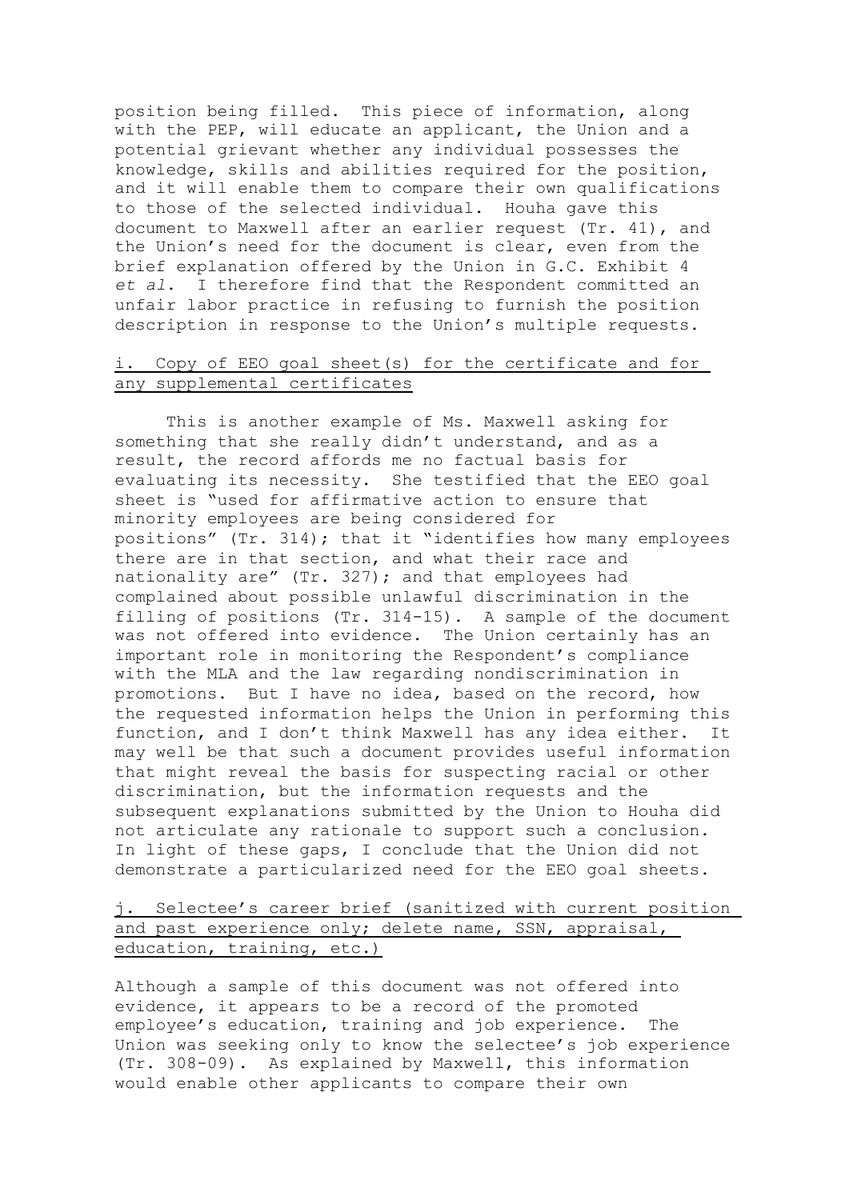position being filled. This piece of information, along with the PEP, will educate an applicant, the Union and a potential grievant whether any individual possesses the knowledge, skills and abilities required for the position, and it will enable them to compare their own qualifications to those of the selected individual. Houha gave this document to Maxwell after an earlier request (Tr. 41), and the Union's need for the document is clear, even from the brief explanation offered by the Union in G.C. Exhibit 4 *et al.* I therefore find that the Respondent committed an unfair labor practice in refusing to furnish the position description in response to the Union's multiple requests.

i. Copy of EEO goal sheet(s) for the certificate and for any supplemental certificates

This is another example of Ms. Maxwell asking for something that she really didn't understand, and as a result, the record affords me no factual basis for evaluating its necessity. She testified that the EEO goal sheet is "used for affirmative action to ensure that minority employees are being considered for positions" (Tr. 314); that it "identifies how many employees there are in that section, and what their race and nationality are" (Tr. 327); and that employees had complained about possible unlawful discrimination in the filling of positions (Tr. 314-15). A sample of the document was not offered into evidence. The Union certainly has an important role in monitoring the Respondent's compliance with the MLA and the law regarding nondiscrimination in promotions. But I have no idea, based on the record, how the requested information helps the Union in performing this function, and I don't think Maxwell has any idea either. It may well be that such a document provides useful information that might reveal the basis for suspecting racial or other discrimination, but the information requests and the subsequent explanations submitted by the Union to Houha did not articulate any rationale to support such a conclusion. In light of these gaps, I conclude that the Union did not demonstrate a particularized need for the EEO goal sheets.

j. Selectee's career brief (sanitized with current position and past experience only; delete name, SSN, appraisal, education, training, etc.)

Although a sample of this document was not offered into evidence, it appears to be a record of the promoted employee's education, training and job experience. The Union was seeking only to know the selectee's job experience (Tr. 308-09). As explained by Maxwell, this information would enable other applicants to compare their own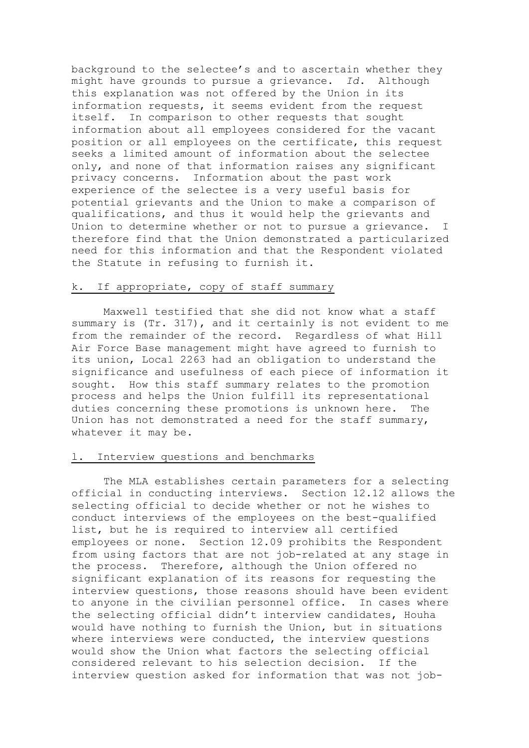background to the selectee's and to ascertain whether they might have grounds to pursue a grievance. *Id*. Although this explanation was not offered by the Union in its information requests, it seems evident from the request itself. In comparison to other requests that sought information about all employees considered for the vacant position or all employees on the certificate, this request seeks a limited amount of information about the selectee only, and none of that information raises any significant privacy concerns. Information about the past work experience of the selectee is a very useful basis for potential grievants and the Union to make a comparison of qualifications, and thus it would help the grievants and Union to determine whether or not to pursue a grievance. I therefore find that the Union demonstrated a particularized need for this information and that the Respondent violated the Statute in refusing to furnish it.

k. If appropriate, copy of staff summary

Maxwell testified that she did not know what a staff summary is (Tr. 317), and it certainly is not evident to me from the remainder of the record. Regardless of what Hill Air Force Base management might have agreed to furnish to its union, Local 2263 had an obligation to understand the significance and usefulness of each piece of information it sought. How this staff summary relates to the promotion process and helps the Union fulfill its representational duties concerning these promotions is unknown here. The Union has not demonstrated a need for the staff summary, whatever it may be.

l. Interview questions and benchmarks

The MLA establishes certain parameters for a selecting official in conducting interviews. Section 12.12 allows the selecting official to decide whether or not he wishes to conduct interviews of the employees on the best-qualified list, but he is required to interview all certified employees or none. Section 12.09 prohibits the Respondent from using factors that are not job-related at any stage in the process. Therefore, although the Union offered no significant explanation of its reasons for requesting the interview questions, those reasons should have been evident to anyone in the civilian personnel office. In cases where the selecting official didn't interview candidates, Houha would have nothing to furnish the Union, but in situations where interviews were conducted, the interview questions would show the Union what factors the selecting official considered relevant to his selection decision. If the interview question asked for information that was not job-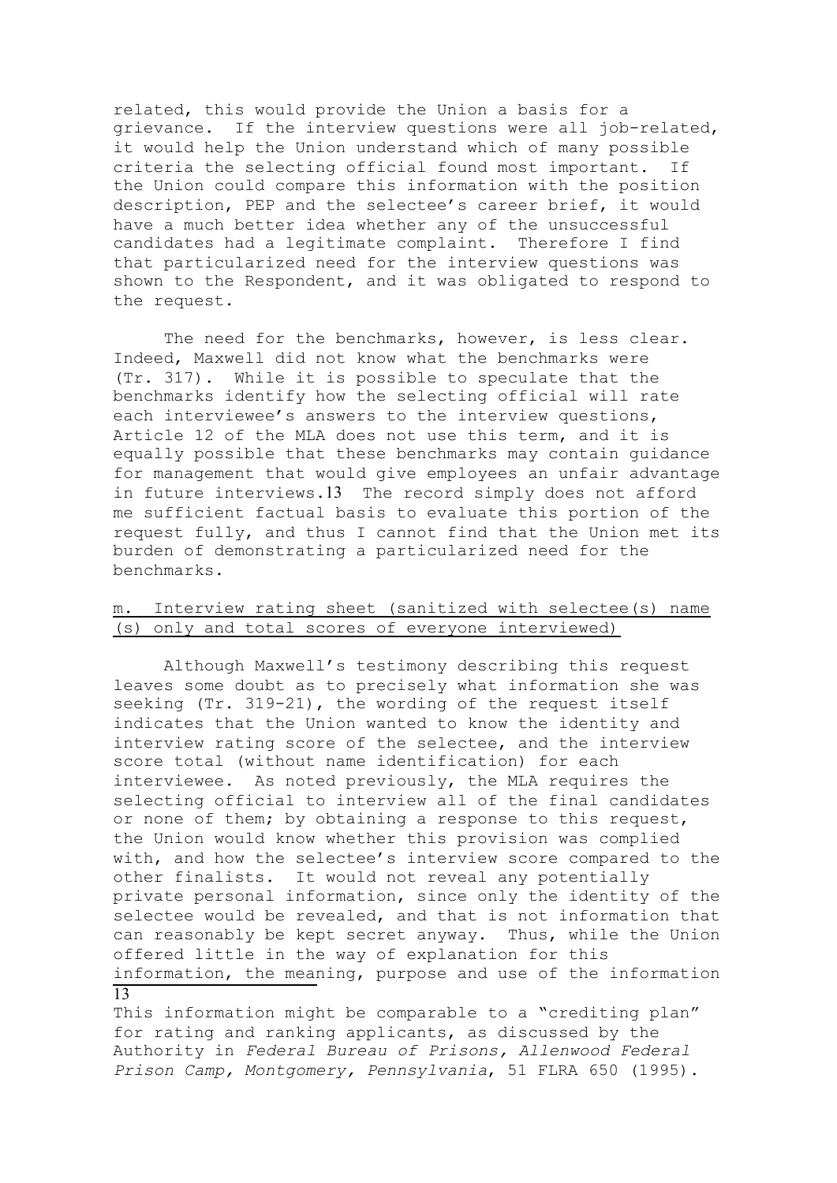related, this would provide the Union a basis for a grievance. If the interview questions were all job-related, it would help the Union understand which of many possible criteria the selecting official found most important. If the Union could compare this information with the position description, PEP and the selectee's career brief, it would have a much better idea whether any of the unsuccessful candidates had a legitimate complaint. Therefore I find that particularized need for the interview questions was shown to the Respondent, and it was obligated to respond to the request.

The need for the benchmarks, however, is less clear. Indeed, Maxwell did not know what the benchmarks were (Tr. 317). While it is possible to speculate that the benchmarks identify how the selecting official will rate each interviewee's answers to the interview questions, Article 12 of the MLA does not use this term, and it is equally possible that these benchmarks may contain guidance for management that would give employees an unfair advantage in future interviews.[13] The record simply does not afford me sufficient factual basis to evaluate this portion of the request fully, and thus I cannot find that the Union met its burden of demonstrating a particularized need for the benchmarks.

m. Interview rating sheet (sanitized with selectee(s) name (s) only and total scores of everyone interviewed)

Although Maxwell's testimony describing this request leaves some doubt as to precisely what information she was seeking (Tr. 319-21), the wording of the request itself indicates that the Union wanted to know the identity and interview rating score of the selectee, and the interview score total (without name identification) for each interviewee. As noted previously, the MLA requires the selecting official to interview all of the final candidates or none of them; by obtaining a response to this request, the Union would know whether this provision was complied with, and how the selectee's interview score compared to the other finalists. It would not reveal any potentially private personal information, since only the identity of the selectee would be revealed, and that is not information that can reasonably be kept secret anyway. Thus, while the Union offered little in the way of explanation for this information, the meaning, purpose and use of the information

[13] This information might be comparable to a "crediting plan" for rating and ranking applicants, as discussed by the Authority in *Federal Bureau of Prisons, Allenwood Federal Prison Camp, Montgomery, Pennsylvania*, 51 FLRA 650 (1995).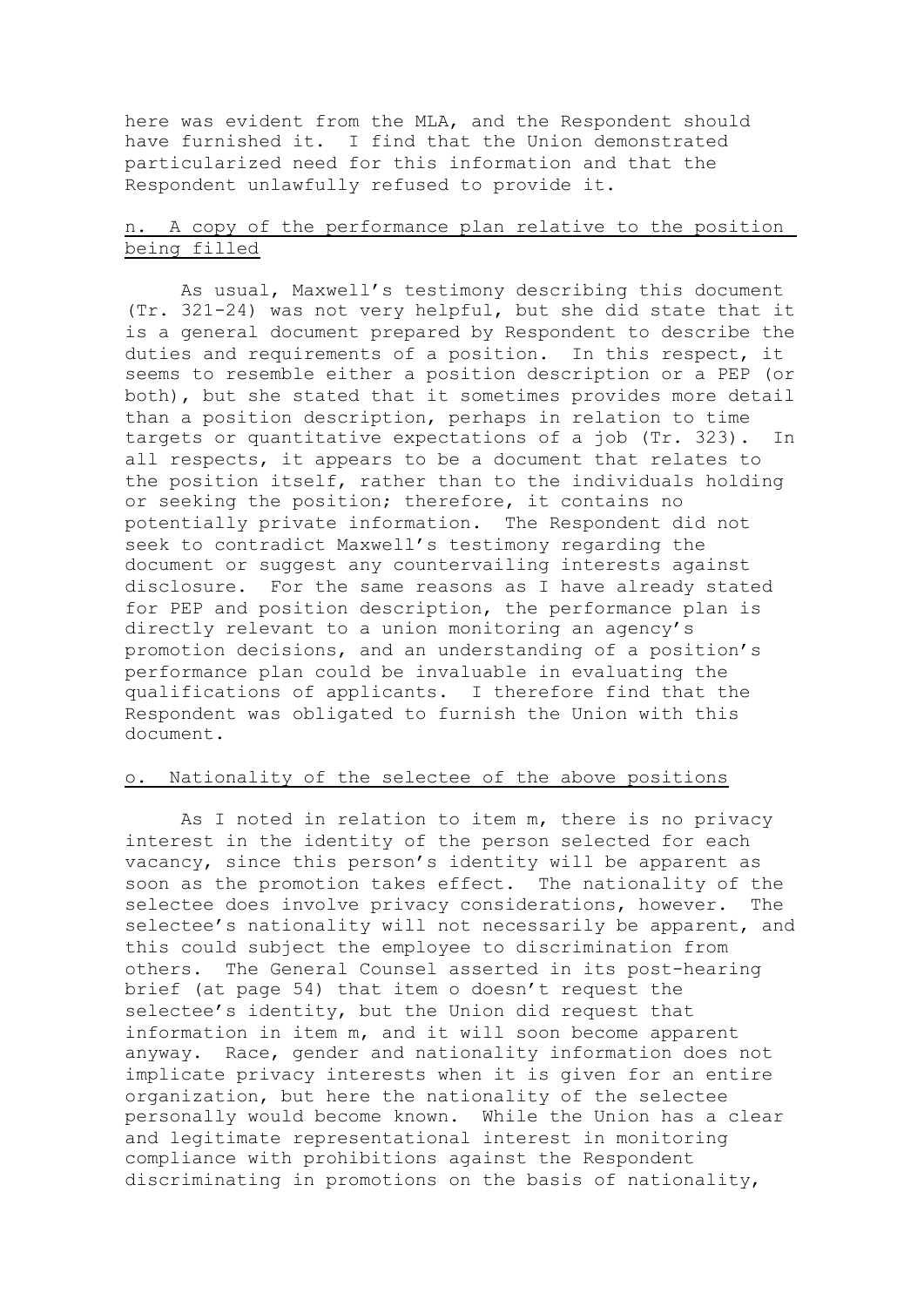here was evident from the MLA, and the Respondent should have furnished it. I find that the Union demonstrated particularized need for this information and that the Respondent unlawfully refused to provide it.

n. A copy of the performance plan relative to the position being filled

As usual, Maxwell's testimony describing this document (Tr. 321-24) was not very helpful, but she did state that it is a general document prepared by Respondent to describe the duties and requirements of a position. In this respect, it seems to resemble either a position description or a PEP (or both), but she stated that it sometimes provides more detail than a position description, perhaps in relation to time targets or quantitative expectations of a job (Tr. 323). In all respects, it appears to be a document that relates to the position itself, rather than to the individuals holding or seeking the position; therefore, it contains no potentially private information. The Respondent did not seek to contradict Maxwell's testimony regarding the document or suggest any countervailing interests against disclosure. For the same reasons as I have already stated for PEP and position description, the performance plan is directly relevant to a union monitoring an agency's promotion decisions, and an understanding of a position's performance plan could be invaluable in evaluating the qualifications of applicants. I therefore find that the Respondent was obligated to furnish the Union with this document.

o. Nationality of the selectee of the above positions

As I noted in relation to item m, there is no privacy interest in the identity of the person selected for each vacancy, since this person's identity will be apparent as soon as the promotion takes effect. The nationality of the selectee does involve privacy considerations, however. The selectee's nationality will not necessarily be apparent, and this could subject the employee to discrimination from others. The General Counsel asserted in its post-hearing brief (at page 54) that item o doesn't request the selectee's identity, but the Union did request that information in item m, and it will soon become apparent anyway. Race, gender and nationality information does not implicate privacy interests when it is given for an entire organization, but here the nationality of the selectee personally would become known. While the Union has a clear and legitimate representational interest in monitoring compliance with prohibitions against the Respondent discriminating in promotions on the basis of nationality,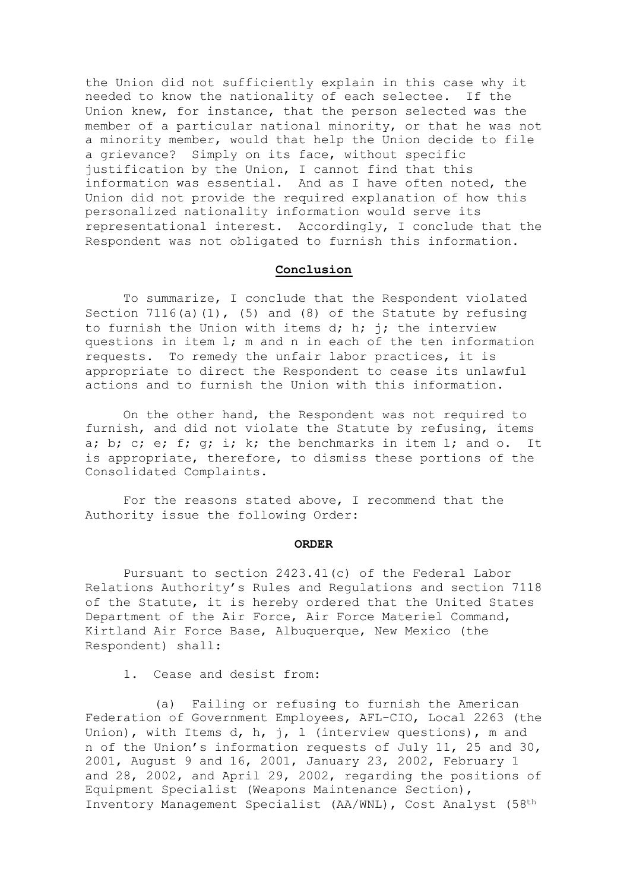the Union did not sufficiently explain in this case why it needed to know the nationality of each selectee. If the Union knew, for instance, that the person selected was the member of a particular national minority, or that he was not a minority member, would that help the Union decide to file a grievance? Simply on its face, without specific justification by the Union, I cannot find that this information was essential. And as I have often noted, the Union did not provide the required explanation of how this personalized nationality information would serve its representational interest. Accordingly, I conclude that the Respondent was not obligated to furnish this information.

## Conclusion

To summarize, I conclude that the Respondent violated Section 7116(a)(1), (5) and (8) of the Statute by refusing to furnish the Union with items d; h; j; the interview questions in item l; m and n in each of the ten information requests. To remedy the unfair labor practices, it is appropriate to direct the Respondent to cease its unlawful actions and to furnish the Union with this information.

On the other hand, the Respondent was not required to furnish, and did not violate the Statute by refusing, items a; b; c; e; f; g; i; k; the benchmarks in item l; and o. It is appropriate, therefore, to dismiss these portions of the Consolidated Complaints.

For the reasons stated above, I recommend that the Authority issue the following Order:

## ORDER

Pursuant to section 2423.41(c) of the Federal Labor Relations Authority's Rules and Regulations and section 7118 of the Statute, it is hereby ordered that the United States Department of the Air Force, Air Force Materiel Command, Kirtland Air Force Base, Albuquerque, New Mexico (the Respondent) shall:

1. Cease and desist from:

(a) Failing or refusing to furnish the American Federation of Government Employees, AFL-CIO, Local 2263 (the Union), with Items d, h, j, l (interview questions), m and n of the Union's information requests of July 11, 25 and 30, 2001, August 9 and 16, 2001, January 23, 2002, February 1 and 28, 2002, and April 29, 2002, regarding the positions of Equipment Specialist (Weapons Maintenance Section), Inventory Management Specialist (AA/WNL), Cost Analyst (58th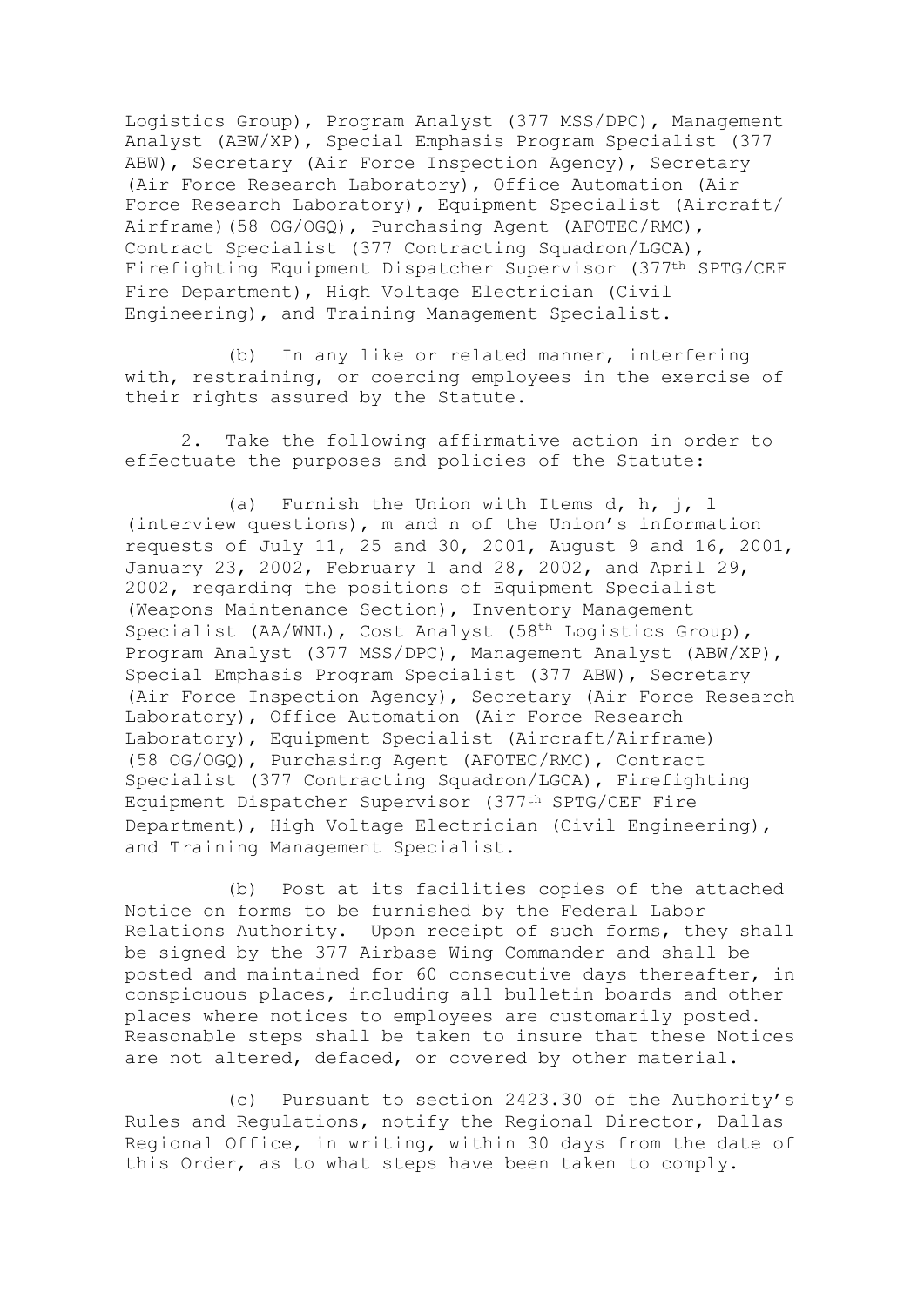Logistics Group), Program Analyst (377 MSS/DPC), Management Analyst (ABW/XP), Special Emphasis Program Specialist (377 ABW), Secretary (Air Force Inspection Agency), Secretary (Air Force Research Laboratory), Office Automation (Air Force Research Laboratory), Equipment Specialist (Aircraft/Airframe)(58 OG/OGQ), Purchasing Agent (AFOTEC/RMC), Contract Specialist (377 Contracting Squadron/LGCA), Firefighting Equipment Dispatcher Supervisor (377th SPTG/CEF Fire Department), High Voltage Electrician (Civil Engineering), and Training Management Specialist.

(b) In any like or related manner, interfering with, restraining, or coercing employees in the exercise of their rights assured by the Statute.

2. Take the following affirmative action in order to effectuate the purposes and policies of the Statute:

(a) Furnish the Union with Items d, h, j, l (interview questions), m and n of the Union's information requests of July 11, 25 and 30, 2001, August 9 and 16, 2001, January 23, 2002, February 1 and 28, 2002, and April 29, 2002, regarding the positions of Equipment Specialist (Weapons Maintenance Section), Inventory Management Specialist (AA/WNL), Cost Analyst (58th Logistics Group), Program Analyst (377 MSS/DPC), Management Analyst (ABW/XP), Special Emphasis Program Specialist (377 ABW), Secretary (Air Force Inspection Agency), Secretary (Air Force Research Laboratory), Office Automation (Air Force Research Laboratory), Equipment Specialist (Aircraft/Airframe) (58 OG/OGQ), Purchasing Agent (AFOTEC/RMC), Contract Specialist (377 Contracting Squadron/LGCA), Firefighting Equipment Dispatcher Supervisor (377th SPTG/CEF Fire Department), High Voltage Electrician (Civil Engineering), and Training Management Specialist.

(b) Post at its facilities copies of the attached Notice on forms to be furnished by the Federal Labor Relations Authority. Upon receipt of such forms, they shall be signed by the 377 Airbase Wing Commander and shall be posted and maintained for 60 consecutive days thereafter, in conspicuous places, including all bulletin boards and other places where notices to employees are customarily posted. Reasonable steps shall be taken to insure that these Notices are not altered, defaced, or covered by other material.

(c) Pursuant to section 2423.30 of the Authority's Rules and Regulations, notify the Regional Director, Dallas Regional Office, in writing, within 30 days from the date of this Order, as to what steps have been taken to comply.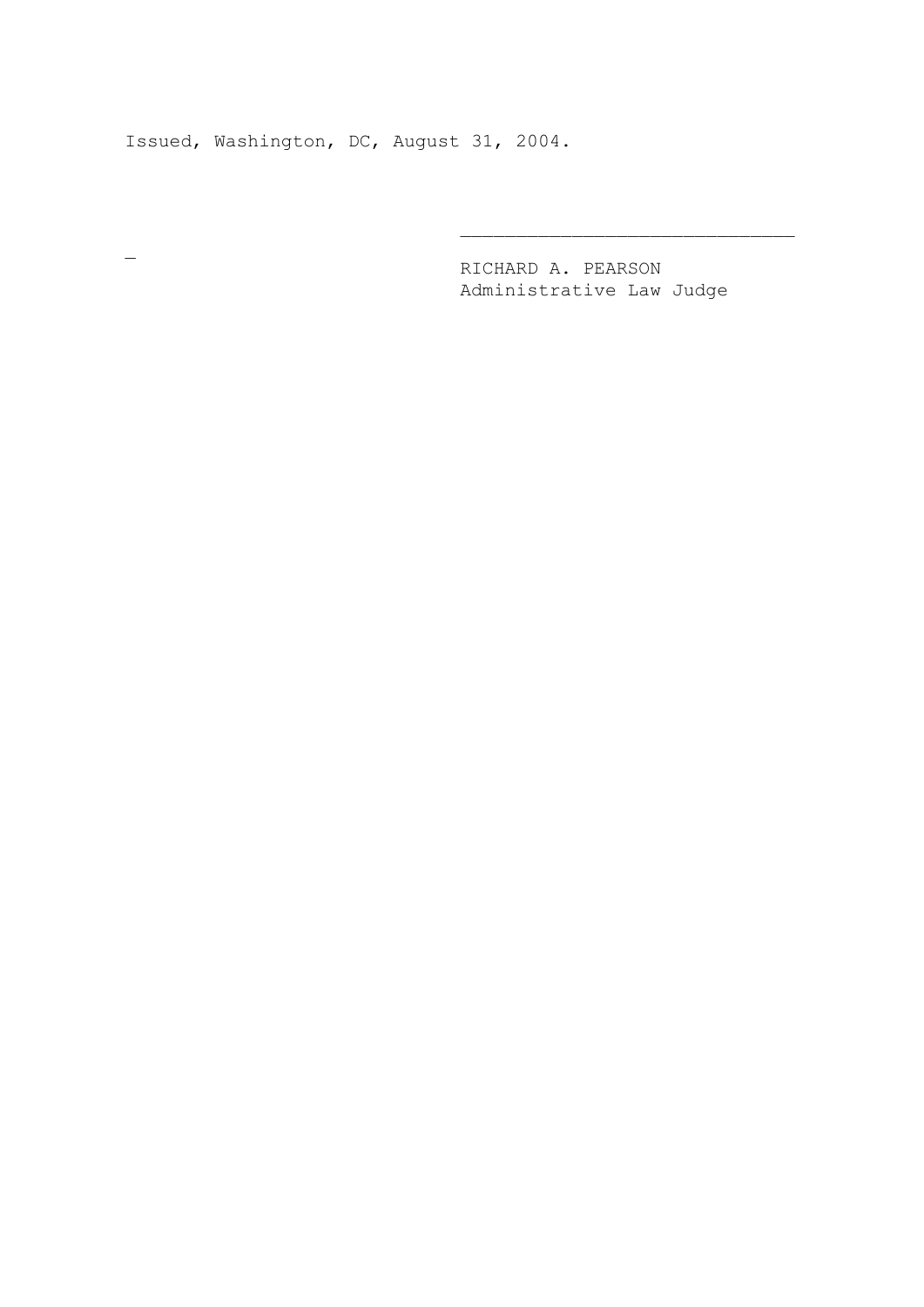Issued, Washington, DC, August 31, 2004.

______________________________

RICHARD A. PEARSON
Administrative Law Judge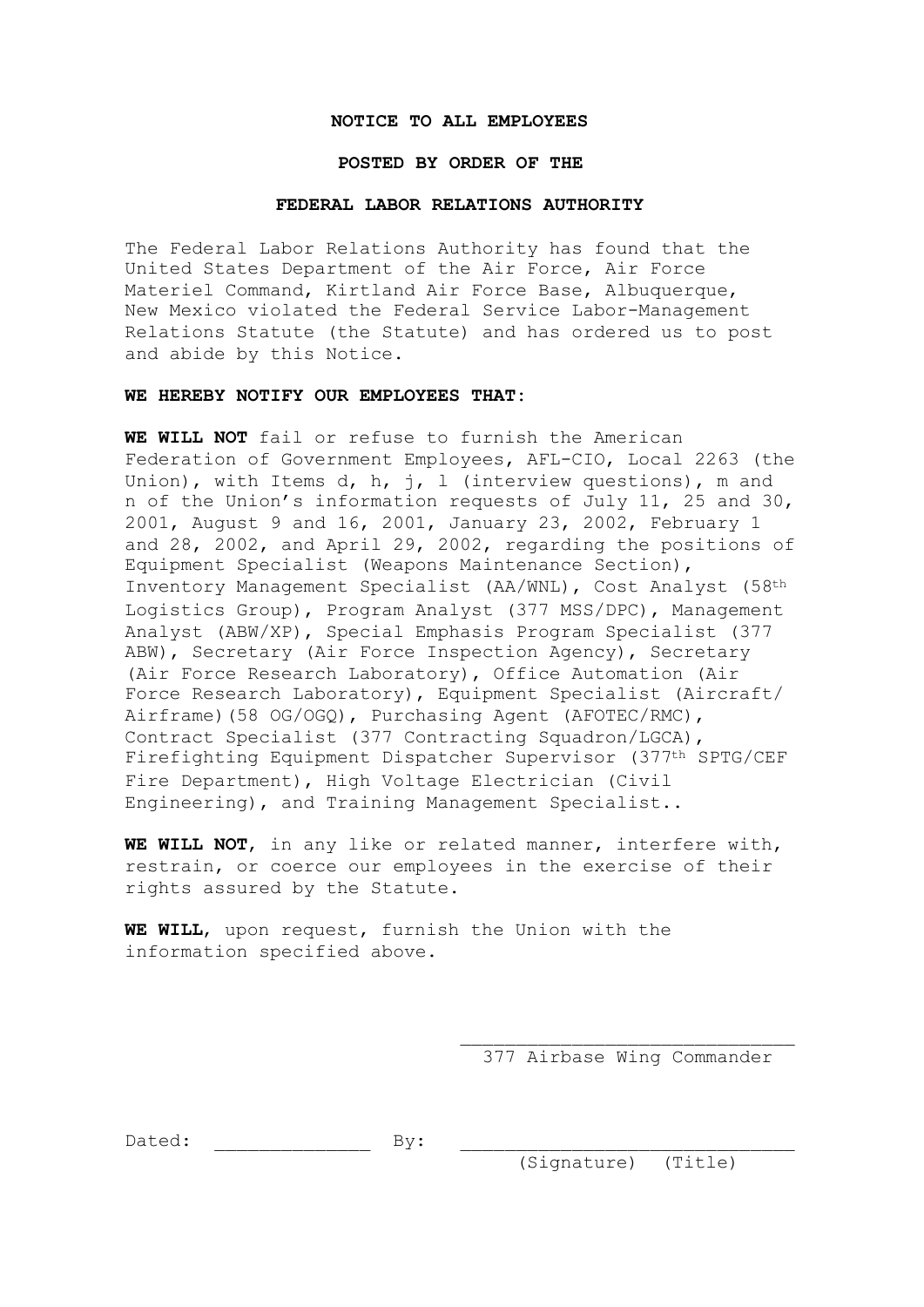**NOTICE TO ALL EMPLOYEES**

**POSTED BY ORDER OF THE**

**FEDERAL LABOR RELATIONS AUTHORITY**

The Federal Labor Relations Authority has found that the United States Department of the Air Force, Air Force Materiel Command, Kirtland Air Force Base, Albuquerque, New Mexico violated the Federal Service Labor-Management Relations Statute (the Statute) and has ordered us to post and abide by this Notice.

**WE HEREBY NOTIFY OUR EMPLOYEES THAT:**

**WE WILL NOT** fail or refuse to furnish the American Federation of Government Employees, AFL-CIO, Local 2263 (the Union), with Items d, h, j, l (interview questions), m and n of the Union's information requests of July 11, 25 and 30, 2001, August 9 and 16, 2001, January 23, 2002, February 1 and 28, 2002, and April 29, 2002, regarding the positions of Equipment Specialist (Weapons Maintenance Section), Inventory Management Specialist (AA/WNL), Cost Analyst (58th Logistics Group), Program Analyst (377 MSS/DPC), Management Analyst (ABW/XP), Special Emphasis Program Specialist (377 ABW), Secretary (Air Force Inspection Agency), Secretary (Air Force Research Laboratory), Office Automation (Air Force Research Laboratory), Equipment Specialist (Aircraft/ Airframe)(58 OG/OGQ), Purchasing Agent (AFOTEC/RMC), Contract Specialist (377 Contracting Squadron/LGCA), Firefighting Equipment Dispatcher Supervisor (377th SPTG/CEF Fire Department), High Voltage Electrician (Civil Engineering), and Training Management Specialist..

**WE WILL NOT**, in any like or related manner, interfere with, restrain, or coerce our employees in the exercise of their rights assured by the Statute.

**WE WILL**, upon request, furnish the Union with the information specified above.

\_\_\_\_\_\_\_\_\_\_\_\_\_\_\_\_\_\_\_\_\_\_\_\_\_\_\_\_\_\_\_\_
377 Airbase Wing Commander

Dated: \_\_\_\_\_\_\_\_\_\_\_\_\_\_ By: \_\_\_\_\_\_\_\_\_\_\_\_\_\_\_\_\_\_\_\_\_\_\_\_\_\_\_\_\_\_\_\_
(Signature) (Title)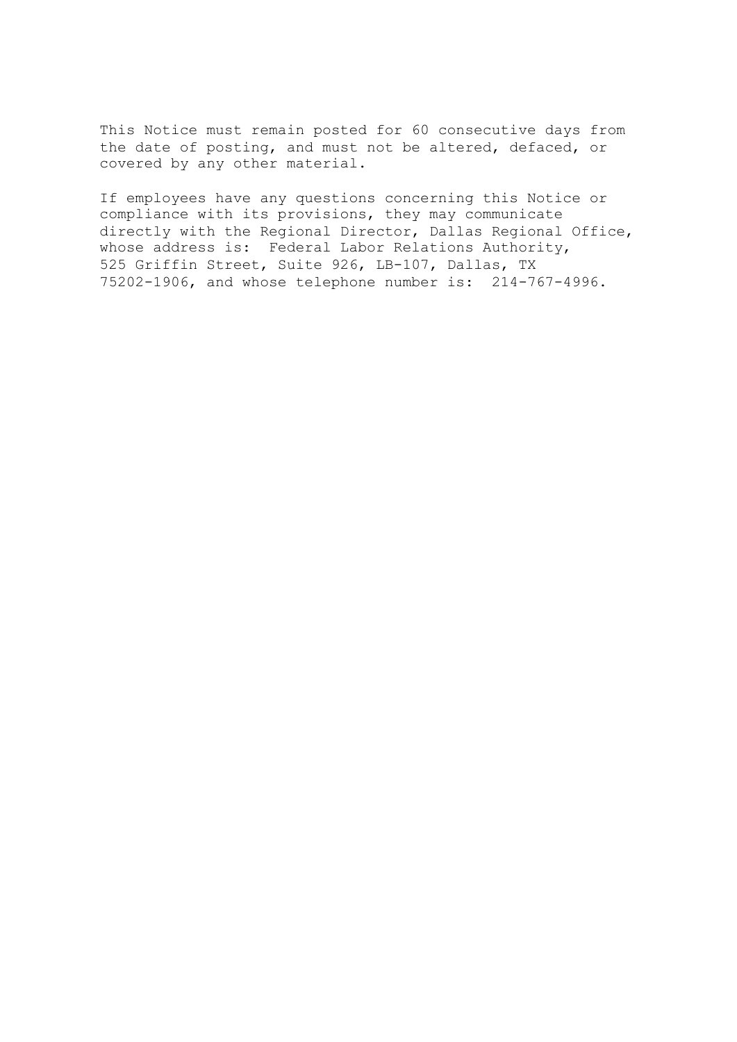This Notice must remain posted for 60 consecutive days from the date of posting, and must not be altered, defaced, or covered by any other material.

If employees have any questions concerning this Notice or compliance with its provisions, they may communicate directly with the Regional Director, Dallas Regional Office, whose address is: Federal Labor Relations Authority, 525 Griffin Street, Suite 926, LB-107, Dallas, TX 75202-1906, and whose telephone number is: 214-767-4996.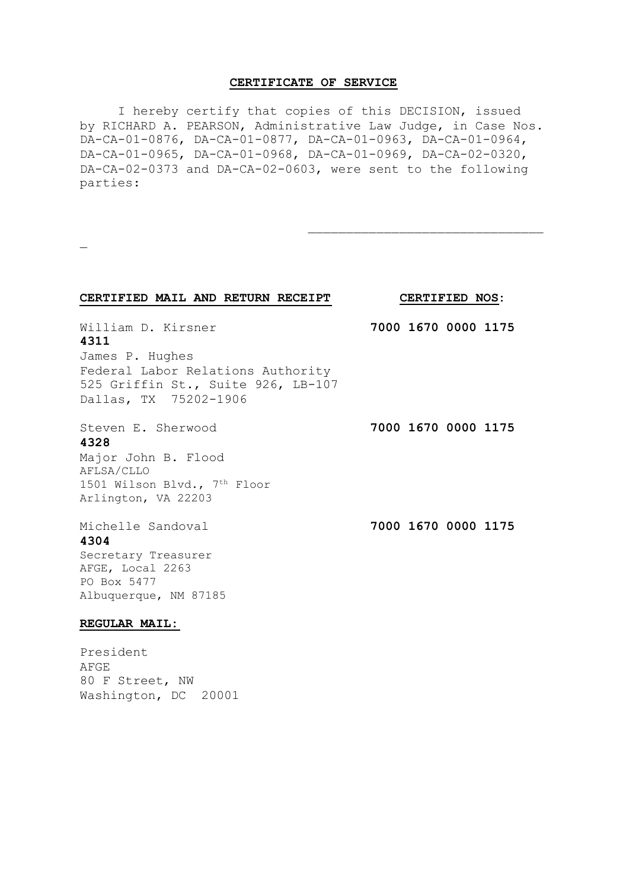**CERTIFICATE OF SERVICE**

I hereby certify that copies of this DECISION, issued by RICHARD A. PEARSON, Administrative Law Judge, in Case Nos. DA-CA-01-0876, DA-CA-01-0877, DA-CA-01-0963, DA-CA-01-0964, DA-CA-01-0965, DA-CA-01-0968, DA-CA-01-0969, DA-CA-02-0320, DA-CA-02-0373 and DA-CA-02-0603, were sent to the following parties:

\_\_\_\_\_\_\_\_\_\_\_\_\_\_\_\_\_\_\_\_\_\_\_\_\_\_\_\_\_\_\_\_

**CERTIFIED MAIL AND RETURN RECEIPT** **CERTIFIED NOS:**

William D. Kirsner **7000 1670 0000 1175 4311**
James P. Hughes
Federal Labor Relations Authority
525 Griffin St., Suite 926, LB-107
Dallas, TX 75202-1906

Steven E. Sherwood **7000 1670 0000 1175 4328**
Major John B. Flood
AFLSA/CLLO
1501 Wilson Blvd., 7th Floor
Arlington, VA 22203

Michelle Sandoval **7000 1670 0000 1175 4304**
Secretary Treasurer
AFGE, Local 2263
PO Box 5477
Albuquerque, NM 87185

**REGULAR MAIL:**

President
AFGE
80 F Street, NW
Washington, DC 20001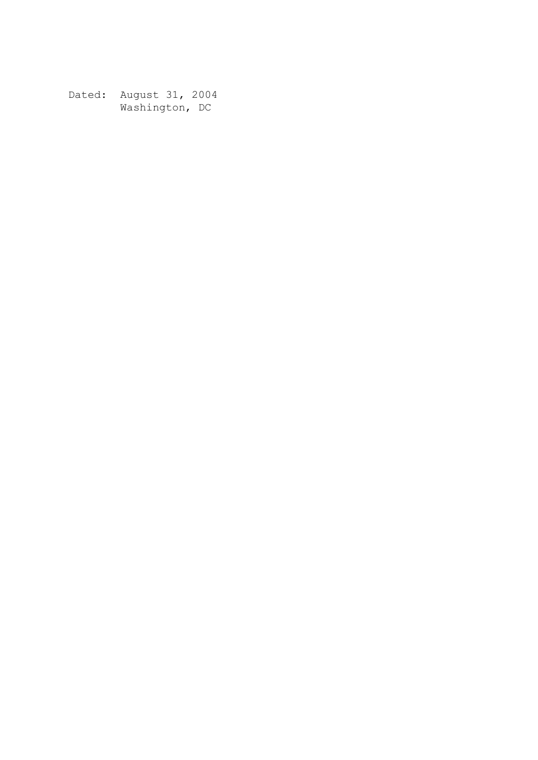Dated: August 31, 2004
       Washington, DC